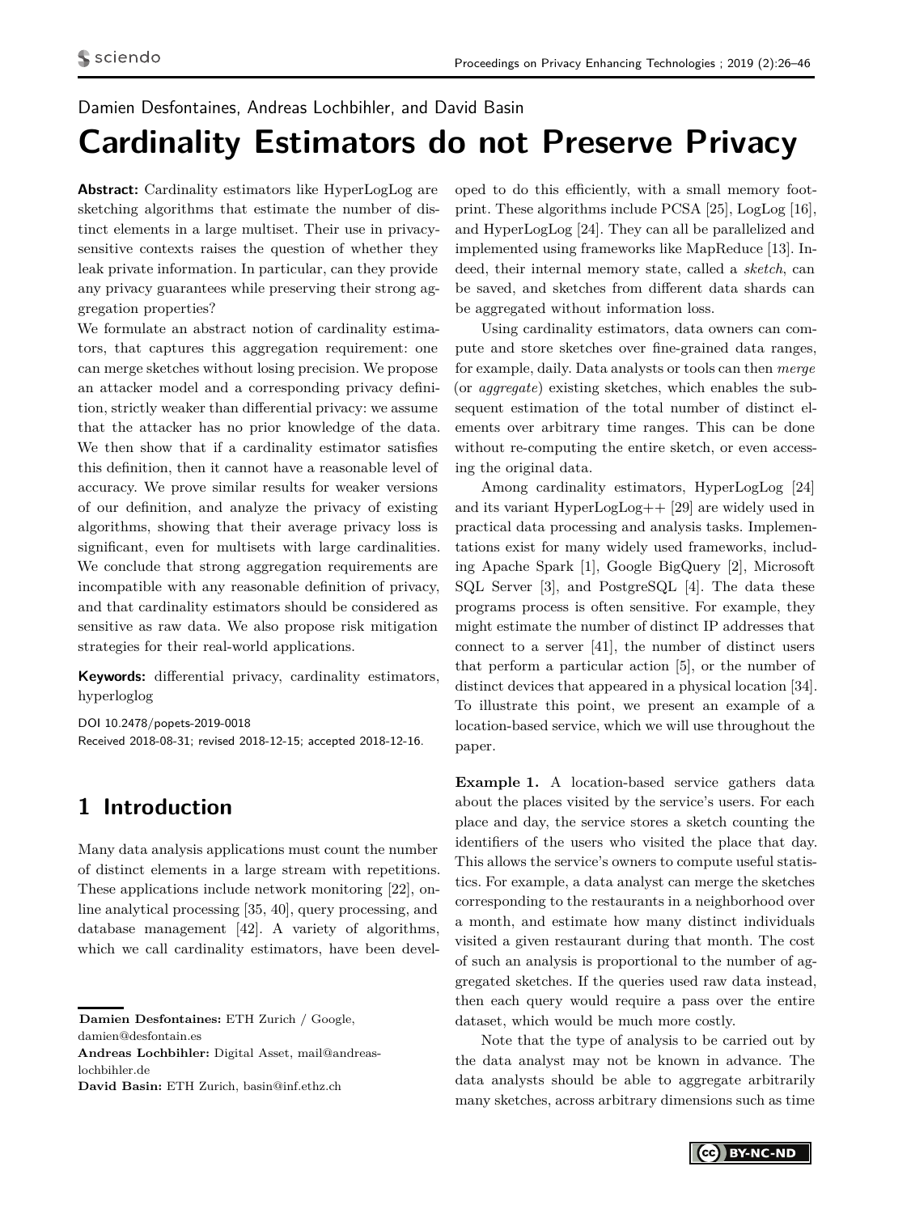Damien Desfontaines, Andreas Lochbihler, and David Basin

# Cardinality Estimators do not Preserve Privacy

**Abstract:** Cardinality estimators like HyperLogLog are sketching algorithms that estimate the number of distinct elements in a large multiset. Their use in privacy-sensitive contexts raises the question of whether they leak private information. In particular, can they provide any privacy guarantees while preserving their strong aggregation properties?

We formulate an abstract notion of cardinality estimators, that captures this aggregation requirement: one can merge sketches without losing precision. We propose an attacker model and a corresponding privacy definition, strictly weaker than differential privacy: we assume that the attacker has no prior knowledge of the data. We then show that if a cardinality estimator satisfies this definition, then it cannot have a reasonable level of accuracy. We prove similar results for weaker versions of our definition, and analyze the privacy of existing algorithms, showing that their average privacy loss is significant, even for multisets with large cardinalities. We conclude that strong aggregation requirements are incompatible with any reasonable definition of privacy, and that cardinality estimators should be considered as sensitive as raw data. We also propose risk mitigation strategies for their real-world applications.

**Keywords:** differential privacy, cardinality estimators, hyperloglog

DOI 10.2478/popets-2019-0018
Received 2018-08-31; revised 2018-12-15; accepted 2018-12-16.

## 1 Introduction

Many data analysis applications must count the number of distinct elements in a large stream with repetitions. These applications include network monitoring [22], online analytical processing [35, 40], query processing, and database management [42]. A variety of algorithms, which we call cardinality estimators, have been developed to do this efficiently, with a small memory footprint. These algorithms include PCSA [25], LogLog [16], and HyperLogLog [24]. They can all be parallelized and implemented using frameworks like MapReduce [13]. Indeed, their internal memory state, called a *sketch*, can be saved, and sketches from different data shards can be aggregated without information loss.

Using cardinality estimators, data owners can compute and store sketches over fine-grained data ranges, for example, daily. Data analysts or tools can then *merge* (or *aggregate*) existing sketches, which enables the subsequent estimation of the total number of distinct elements over arbitrary time ranges. This can be done without re-computing the entire sketch, or even accessing the original data.

Among cardinality estimators, HyperLogLog [24] and its variant HyperLogLog++ [29] are widely used in practical data processing and analysis tasks. Implementations exist for many widely used frameworks, including Apache Spark [1], Google BigQuery [2], Microsoft SQL Server [3], and PostgreSQL [4]. The data these programs process is often sensitive. For example, they might estimate the number of distinct IP addresses that connect to a server [41], the number of distinct users that perform a particular action [5], or the number of distinct devices that appeared in a physical location [34]. To illustrate this point, we present an example of a location-based service, which we will use throughout the paper.

**Example 1.** A location-based service gathers data about the places visited by the service's users. For each place and day, the service stores a sketch counting the identifiers of the users who visited the place that day. This allows the service's owners to compute useful statistics. For example, a data analyst can merge the sketches corresponding to the restaurants in a neighborhood over a month, and estimate how many distinct individuals visited a given restaurant during that month. The cost of such an analysis is proportional to the number of aggregated sketches. If the queries used raw data instead, then each query would require a pass over the entire dataset, which would be much more costly.

Note that the type of analysis to be carried out by the data analyst may not be known in advance. The data analysts should be able to aggregate arbitrarily many sketches, across arbitrary dimensions such as time

---

**Damien Desfontaines:** ETH Zurich / Google, damien@desfontain.es
**Andreas Lochbihler:** Digital Asset, mail@andreas-lochbihler.de
**David Basin:** ETH Zurich, basin@inf.ethz.ch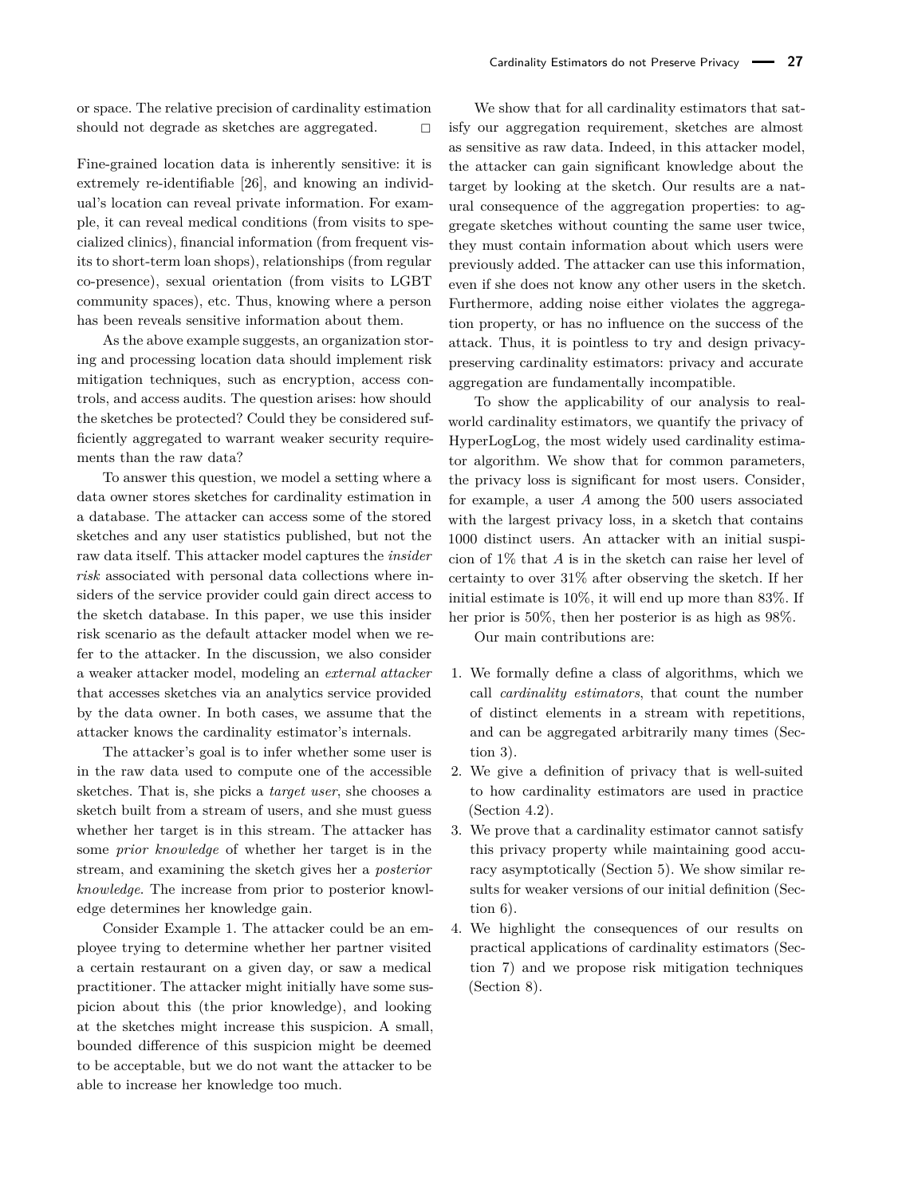or space. The relative precision of cardinality estimation should not degrade as sketches are aggregated. □

Fine-grained location data is inherently sensitive: it is extremely re-identifiable [26], and knowing an individual's location can reveal private information. For example, it can reveal medical conditions (from visits to specialized clinics), financial information (from frequent visits to short-term loan shops), relationships (from regular co-presence), sexual orientation (from visits to LGBT community spaces), etc. Thus, knowing where a person has been reveals sensitive information about them.

As the above example suggests, an organization storing and processing location data should implement risk mitigation techniques, such as encryption, access controls, and access audits. The question arises: how should the sketches be protected? Could they be considered sufficiently aggregated to warrant weaker security requirements than the raw data?

To answer this question, we model a setting where a data owner stores sketches for cardinality estimation in a database. The attacker can access some of the stored sketches and any user statistics published, but not the raw data itself. This attacker model captures the *insider risk* associated with personal data collections where insiders of the service provider could gain direct access to the sketch database. In this paper, we use this insider risk scenario as the default attacker model when we refer to the attacker. In the discussion, we also consider a weaker attacker model, modeling an *external attacker* that accesses sketches via an analytics service provided by the data owner. In both cases, we assume that the attacker knows the cardinality estimator's internals.

The attacker's goal is to infer whether some user is in the raw data used to compute one of the accessible sketches. That is, she picks a *target user*, she chooses a sketch built from a stream of users, and she must guess whether her target is in this stream. The attacker has some *prior knowledge* of whether her target is in the stream, and examining the sketch gives her a *posterior knowledge*. The increase from prior to posterior knowledge determines her knowledge gain.

Consider Example 1. The attacker could be an employee trying to determine whether her partner visited a certain restaurant on a given day, or saw a medical practitioner. The attacker might initially have some suspicion about this (the prior knowledge), and looking at the sketches might increase this suspicion. A small, bounded difference of this suspicion might be deemed to be acceptable, but we do not want the attacker to be able to increase her knowledge too much.

We show that for all cardinality estimators that satisfy our aggregation requirement, sketches are almost as sensitive as raw data. Indeed, in this attacker model, the attacker can gain significant knowledge about the target by looking at the sketch. Our results are a natural consequence of the aggregation properties: to aggregate sketches without counting the same user twice, they must contain information about which users were previously added. The attacker can use this information, even if she does not know any other users in the sketch. Furthermore, adding noise either violates the aggregation property, or has no influence on the success of the attack. Thus, it is pointless to try and design privacy-preserving cardinality estimators: privacy and accurate aggregation are fundamentally incompatible.

To show the applicability of our analysis to real-world cardinality estimators, we quantify the privacy of HyperLogLog, the most widely used cardinality estimator algorithm. We show that for common parameters, the privacy loss is significant for most users. Consider, for example, a user $A$ among the 500 users associated with the largest privacy loss, in a sketch that contains 1000 distinct users. An attacker with an initial suspicion of 1% that $A$ is in the sketch can raise her level of certainty to over 31% after observing the sketch. If her initial estimate is 10%, it will end up more than 83%. If her prior is 50%, then her posterior is as high as 98%.

Our main contributions are:

1. We formally define a class of algorithms, which we call *cardinality estimators*, that count the number of distinct elements in a stream with repetitions, and can be aggregated arbitrarily many times (Section 3).
2. We give a definition of privacy that is well-suited to how cardinality estimators are used in practice (Section 4.2).
3. We prove that a cardinality estimator cannot satisfy this privacy property while maintaining good accuracy asymptotically (Section 5). We show similar results for weaker versions of our initial definition (Section 6).
4. We highlight the consequences of our results on practical applications of cardinality estimators (Section 7) and we propose risk mitigation techniques (Section 8).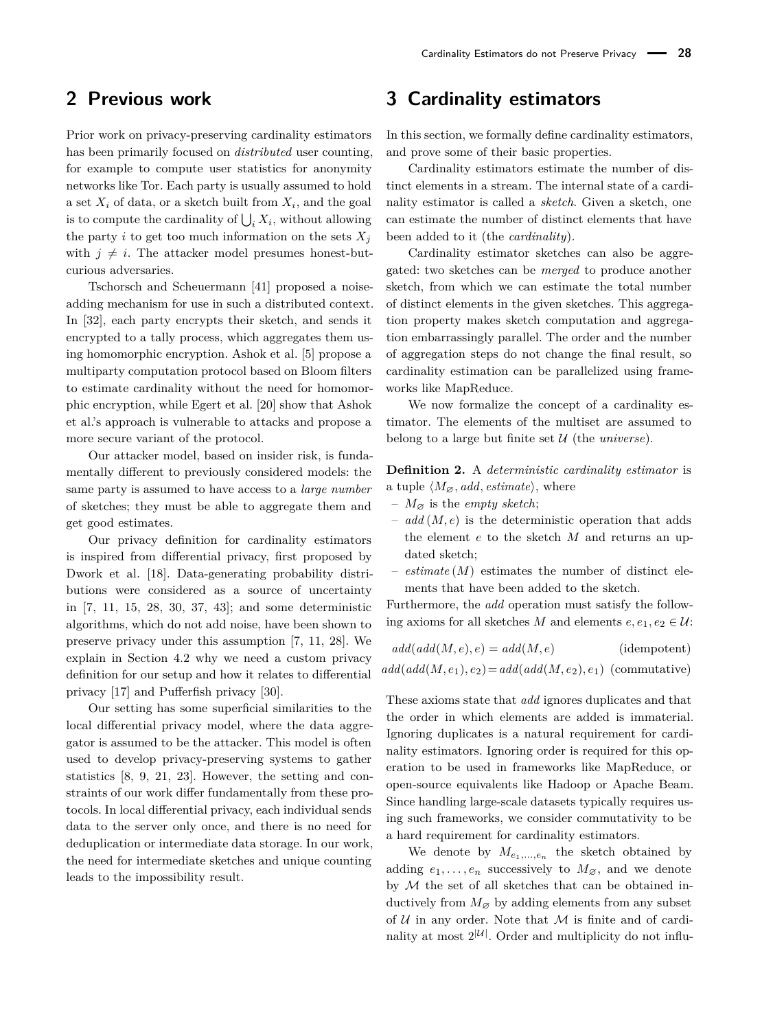## 2 Previous work

Prior work on privacy-preserving cardinality estimators has been primarily focused on *distributed* user counting, for example to compute user statistics for anonymity networks like Tor. Each party is usually assumed to hold a set $X_i$ of data, or a sketch built from $X_i$, and the goal is to compute the cardinality of $\bigcup_i X_i$, without allowing the party $i$ to get too much information on the sets $X_j$ with $j \neq i$. The attacker model presumes honest-but-curious adversaries.

Tschorsch and Scheuermann [41] proposed a noise-adding mechanism for use in such a distributed context. In [32], each party encrypts their sketch, and sends it encrypted to a tally process, which aggregates them using homomorphic encryption. Ashok et al. [5] propose a multiparty computation protocol based on Bloom filters to estimate cardinality without the need for homomorphic encryption, while Egert et al. [20] show that Ashok et al.'s approach is vulnerable to attacks and propose a more secure variant of the protocol.

Our attacker model, based on insider risk, is fundamentally different to previously considered models: the same party is assumed to have access to a *large number* of sketches; they must be able to aggregate them and get good estimates.

Our privacy definition for cardinality estimators is inspired from differential privacy, first proposed by Dwork et al. [18]. Data-generating probability distributions were considered as a source of uncertainty in [7, 11, 15, 28, 30, 37, 43]; and some deterministic algorithms, which do not add noise, have been shown to preserve privacy under this assumption [7, 11, 28]. We explain in Section 4.2 why we need a custom privacy definition for our setup and how it relates to differential privacy [17] and Pufferfish privacy [30].

Our setting has some superficial similarities to the local differential privacy model, where the data aggregator is assumed to be the attacker. This model is often used to develop privacy-preserving systems to gather statistics [8, 9, 21, 23]. However, the setting and constraints of our work differ fundamentally from these protocols. In local differential privacy, each individual sends data to the server only once, and there is no need for deduplication or intermediate data storage. In our work, the need for intermediate sketches and unique counting leads to the impossibility result.

## 3 Cardinality estimators

In this section, we formally define cardinality estimators, and prove some of their basic properties.

Cardinality estimators estimate the number of distinct elements in a stream. The internal state of a cardinality estimator is called a *sketch*. Given a sketch, one can estimate the number of distinct elements that have been added to it (the *cardinality*).

Cardinality estimator sketches can also be aggregated: two sketches can be *merged* to produce another sketch, from which we can estimate the total number of distinct elements in the given sketches. This aggregation property makes sketch computation and aggregation embarrassingly parallel. The order and the number of aggregation steps do not change the final result, so cardinality estimation can be parallelized using frameworks like MapReduce.

We now formalize the concept of a cardinality estimator. The elements of the multiset are assumed to belong to a large but finite set $\mathcal{U}$ (the *universe*).

**Definition 2.** A *deterministic cardinality estimator* is a tuple $\langle M_\varnothing, add, estimate \rangle$, where

- $M_\varnothing$ is the *empty sketch*;
- $add(M, e)$ is the deterministic operation that adds the element $e$ to the sketch $M$ and returns an updated sketch;
- $estimate(M)$ estimates the number of distinct elements that have been added to the sketch.

Furthermore, the *add* operation must satisfy the following axioms for all sketches $M$ and elements $e, e_1, e_2 \in \mathcal{U}$:

$$add(add(M,e),e) = add(M,e) \quad \text{(idempotent)}$$

$$add(add(M,e_1),e_2) = add(add(M,e_2),e_1) \quad \text{(commutative)}$$

These axioms state that *add* ignores duplicates and that the order in which elements are added is immaterial. Ignoring duplicates is a natural requirement for cardinality estimators. Ignoring order is required for this operation to be used in frameworks like MapReduce, or open-source equivalents like Hadoop or Apache Beam. Since handling large-scale datasets typically requires using such frameworks, we consider commutativity to be a hard requirement for cardinality estimators.

We denote by $M_{e_1,\ldots,e_n}$ the sketch obtained by adding $e_1, \ldots, e_n$ successively to $M_\varnothing$, and we denote by $\mathcal{M}$ the set of all sketches that can be obtained inductively from $M_\varnothing$ by adding elements from any subset of $\mathcal{U}$ in any order. Note that $\mathcal{M}$ is finite and of cardinality at most $2^{|\mathcal{U}|}$. Order and multiplicity do not influ-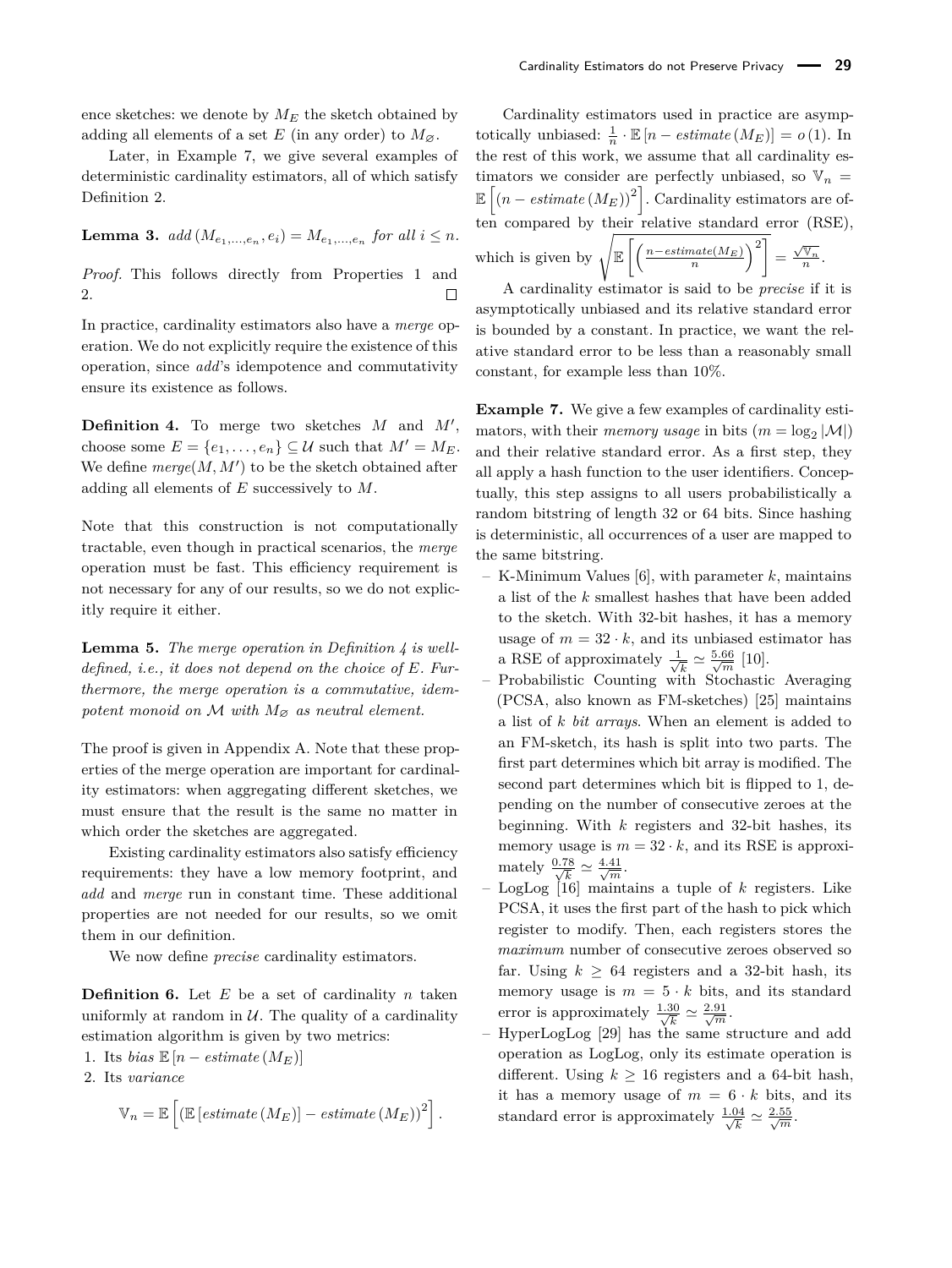ence sketches: we denote by $M_E$ the sketch obtained by adding all elements of a set $E$ (in any order) to $M_\varnothing$.

Later, in Example 7, we give several examples of deterministic cardinality estimators, all of which satisfy Definition 2.

**Lemma 3.** *$add\left(M_{e_1,\ldots,e_n}, e_i\right) = M_{e_1,\ldots,e_n}$ for all $i \le n$.*

*Proof.* This follows directly from Properties 1 and 2. □

In practice, cardinality estimators also have a *merge* operation. We do not explicitly require the existence of this operation, since *add*'s idempotence and commutativity ensure its existence as follows.

**Definition 4.** To merge two sketches $M$ and $M'$, choose some $E = \{e_1, \ldots, e_n\} \subseteq \mathcal{U}$ such that $M' = M_E$. We define $merge(M, M')$ to be the sketch obtained after adding all elements of $E$ successively to $M$.

Note that this construction is not computationally tractable, even though in practical scenarios, the *merge* operation must be fast. This efficiency requirement is not necessary for any of our results, so we do not explicitly require it either.

**Lemma 5.** *The merge operation in Definition 4 is well-defined, i.e., it does not depend on the choice of $E$. Furthermore, the merge operation is a commutative, idempotent monoid on $\mathcal{M}$ with $M_\varnothing$ as neutral element.*

The proof is given in Appendix A. Note that these properties of the merge operation are important for cardinality estimators: when aggregating different sketches, we must ensure that the result is the same no matter in which order the sketches are aggregated.

Existing cardinality estimators also satisfy efficiency requirements: they have a low memory footprint, and *add* and *merge* run in constant time. These additional properties are not needed for our results, so we omit them in our definition.

We now define *precise* cardinality estimators.

**Definition 6.** Let $E$ be a set of cardinality $n$ taken uniformly at random in $\mathcal{U}$. The quality of a cardinality estimation algorithm is given by two metrics:

1. Its *bias* $\mathbb{E}\left[n - estimate\left(M_E\right)\right]$
2. Its *variance*

$$\mathbb{V}_n = \mathbb{E}\left[\left(\mathbb{E}\left[estimate\left(M_E\right)\right] - estimate\left(M_E\right)\right)^2\right].$$

Cardinality estimators used in practice are asymptotically unbiased: $\frac{1}{n} \cdot \mathbb{E}\left[n - estimate\left(M_E\right)\right] = o(1)$. In the rest of this work, we assume that all cardinality estimators we consider are perfectly unbiased, so $\mathbb{V}_n = \mathbb{E}\left[\left(n - estimate\left(M_E\right)\right)^2\right]$. Cardinality estimators are often compared by their relative standard error (RSE), which is given by $\sqrt{\mathbb{E}\left[\left(\frac{n - estimate(M_E)}{n}\right)^2\right]} = \frac{\sqrt{\mathbb{V}_n}}{n}$.

A cardinality estimator is said to be *precise* if it is asymptotically unbiased and its relative standard error is bounded by a constant. In practice, we want the relative standard error to be less than a reasonably small constant, for example less than 10%.

**Example 7.** We give a few examples of cardinality estimators, with their *memory usage* in bits ($m = \log_2 |\mathcal{M}|$) and their relative standard error. As a first step, they all apply a hash function to the user identifiers. Conceptually, this step assigns to all users probabilistically a random bitstring of length 32 or 64 bits. Since hashing is deterministic, all occurrences of a user are mapped to the same bitstring.

- K-Minimum Values [6], with parameter $k$, maintains a list of the $k$ smallest hashes that have been added to the sketch. With 32-bit hashes, it has a memory usage of $m = 32 \cdot k$, and its unbiased estimator has a RSE of approximately $\frac{1}{\sqrt{k}} \simeq \frac{5.66}{\sqrt{m}}$ [10].
- Probabilistic Counting with Stochastic Averaging (PCSA, also known as FM-sketches) [25] maintains a list of $k$ *bit arrays*. When an element is added to an FM-sketch, its hash is split into two parts. The first part determines which bit array is modified. The second part determines which bit is flipped to 1, depending on the number of consecutive zeroes at the beginning. With $k$ registers and 32-bit hashes, its memory usage is $m = 32 \cdot k$, and its RSE is approximately $\frac{0.78}{\sqrt{k}} \simeq \frac{4.41}{\sqrt{m}}$.
- LogLog [16] maintains a tuple of $k$ registers. Like PCSA, it uses the first part of the hash to pick which register to modify. Then, each registers stores the *maximum* number of consecutive zeroes observed so far. Using $k \ge 64$ registers and a 32-bit hash, its memory usage is $m = 5 \cdot k$ bits, and its standard error is approximately $\frac{1.30}{\sqrt{k}} \simeq \frac{2.91}{\sqrt{m}}$.
- HyperLogLog [29] has the same structure and add operation as LogLog, only its estimate operation is different. Using $k \ge 16$ registers and a 64-bit hash, it has a memory usage of $m = 6 \cdot k$ bits, and its standard error is approximately $\frac{1.04}{\sqrt{k}} \simeq \frac{2.55}{\sqrt{m}}$.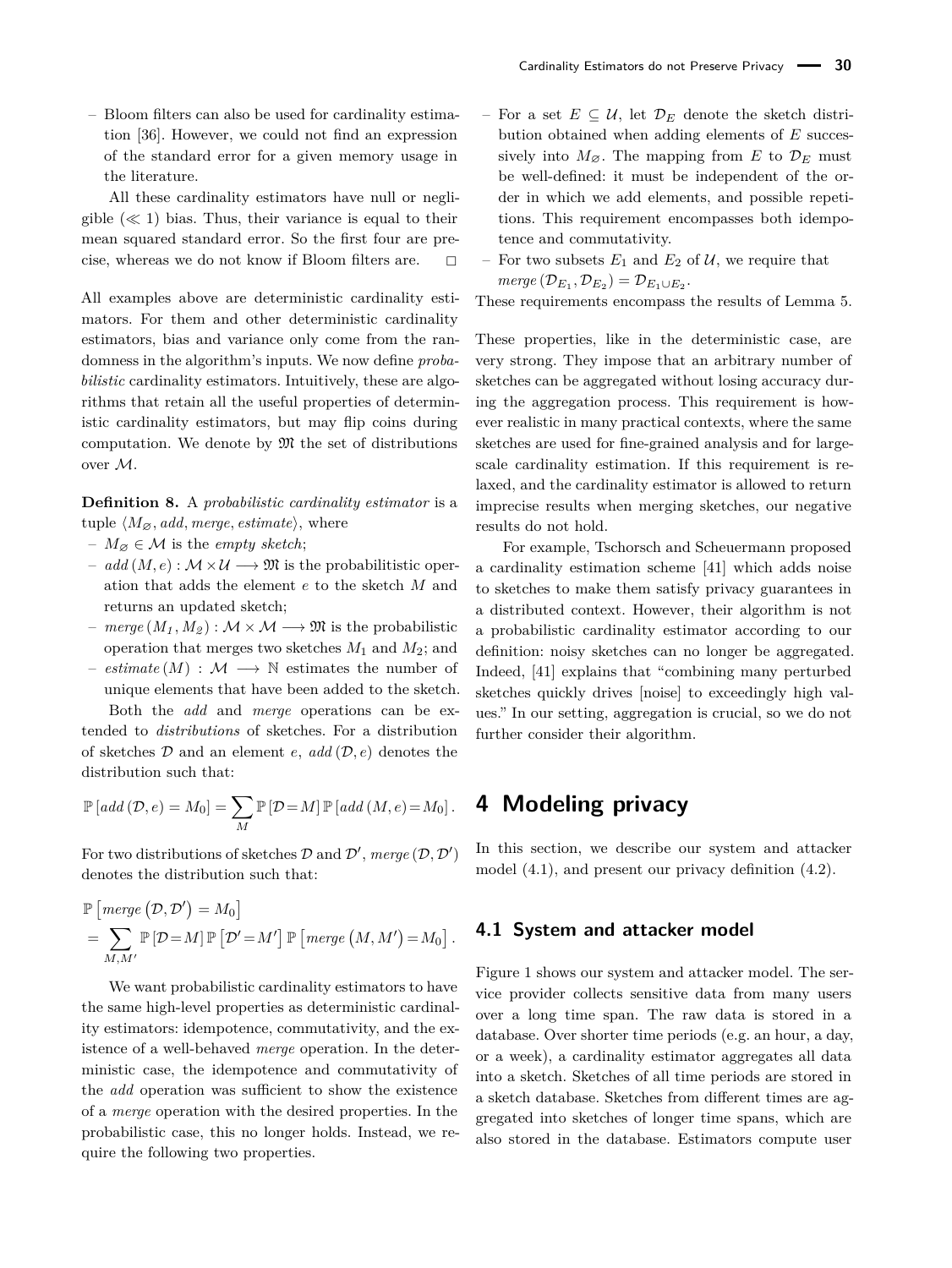– Bloom filters can also be used for cardinality estimation [36]. However, we could not find an expression of the standard error for a given memory usage in the literature.

All these cardinality estimators have null or negligible ($\ll 1$) bias. Thus, their variance is equal to their mean squared standard error. So the first four are precise, whereas we do not know if Bloom filters are. □

All examples above are deterministic cardinality estimators. For them and other deterministic cardinality estimators, bias and variance only come from the randomness in the algorithm's inputs. We now define *probabilistic* cardinality estimators. Intuitively, these are algorithms that retain all the useful properties of deterministic cardinality estimators, but may flip coins during computation. We denote by $\mathfrak{M}$ the set of distributions over $\mathcal{M}$.

**Definition 8.** A *probabilistic cardinality estimator* is a tuple $\langle M_\varnothing, add, merge, estimate \rangle$, where

– $M_\varnothing \in \mathcal{M}$ is the *empty sketch*;
– $add\,(M, e) : \mathcal{M} \times \mathcal{U} \longrightarrow \mathfrak{M}$ is the probabilitistic operation that adds the element $e$ to the sketch $M$ and returns an updated sketch;
– $merge\,(M_1, M_2) : \mathcal{M} \times \mathcal{M} \longrightarrow \mathfrak{M}$ is the probabilistic operation that merges two sketches $M_1$ and $M_2$; and
– $estimate\,(M) : \mathcal{M} \longrightarrow \mathbb{N}$ estimates the number of unique elements that have been added to the sketch.

Both the *add* and *merge* operations can be extended to *distributions* of sketches. For a distribution of sketches $\mathcal{D}$ and an element $e$, $add\,(\mathcal{D}, e)$ denotes the distribution such that:

$$\mathbb{P}\left[add\,(\mathcal{D}, e) = M_0\right] = \sum_{M} \mathbb{P}\left[\mathcal{D} = M\right] \mathbb{P}\left[add\,(M, e) = M_0\right].$$

For two distributions of sketches $\mathcal{D}$ and $\mathcal{D}'$, $merge\,(\mathcal{D}, \mathcal{D}')$ denotes the distribution such that:

$$\begin{aligned}
&\mathbb{P}\left[merge\left(\mathcal{D}, \mathcal{D}'\right) = M_0\right] \\
&= \sum_{M,M'} \mathbb{P}\left[\mathcal{D} = M\right] \mathbb{P}\left[\mathcal{D}' = M'\right] \mathbb{P}\left[merge\left(M, M'\right) = M_0\right].
\end{aligned}$$

We want probabilistic cardinality estimators to have the same high-level properties as deterministic cardinality estimators: idempotence, commutativity, and the existence of a well-behaved *merge* operation. In the deterministic case, the idempotence and commutativity of the *add* operation was sufficient to show the existence of a *merge* operation with the desired properties. In the probabilistic case, this no longer holds. Instead, we require the following two properties.

– For a set $E \subseteq \mathcal{U}$, let $\mathcal{D}_E$ denote the sketch distribution obtained when adding elements of $E$ successively into $M_\varnothing$. The mapping from $E$ to $\mathcal{D}_E$ must be well-defined: it must be independent of the order in which we add elements, and possible repetitions. This requirement encompasses both idempotence and commutativity.
– For two subsets $E_1$ and $E_2$ of $\mathcal{U}$, we require that $merge\,(\mathcal{D}_{E_1}, \mathcal{D}_{E_2}) = \mathcal{D}_{E_1 \cup E_2}$.

These requirements encompass the results of Lemma 5.

These properties, like in the deterministic case, are very strong. They impose that an arbitrary number of sketches can be aggregated without losing accuracy during the aggregation process. This requirement is however realistic in many practical contexts, where the same sketches are used for fine-grained analysis and for large-scale cardinality estimation. If this requirement is relaxed, and the cardinality estimator is allowed to return imprecise results when merging sketches, our negative results do not hold.

For example, Tschorsch and Scheuermann proposed a cardinality estimation scheme [41] which adds noise to sketches to make them satisfy privacy guarantees in a distributed context. However, their algorithm is not a probabilistic cardinality estimator according to our definition: noisy sketches can no longer be aggregated. Indeed, [41] explains that "combining many perturbed sketches quickly drives [noise] to exceedingly high values." In our setting, aggregation is crucial, so we do not further consider their algorithm.

# 4 Modeling privacy

In this section, we describe our system and attacker model (4.1), and present our privacy definition (4.2).

## 4.1 System and attacker model

Figure 1 shows our system and attacker model. The service provider collects sensitive data from many users over a long time span. The raw data is stored in a database. Over shorter time periods (e.g. an hour, a day, or a week), a cardinality estimator aggregates all data into a sketch. Sketches of all time periods are stored in a sketch database. Sketches from different times are aggregated into sketches of longer time spans, which are also stored in the database. Estimators compute user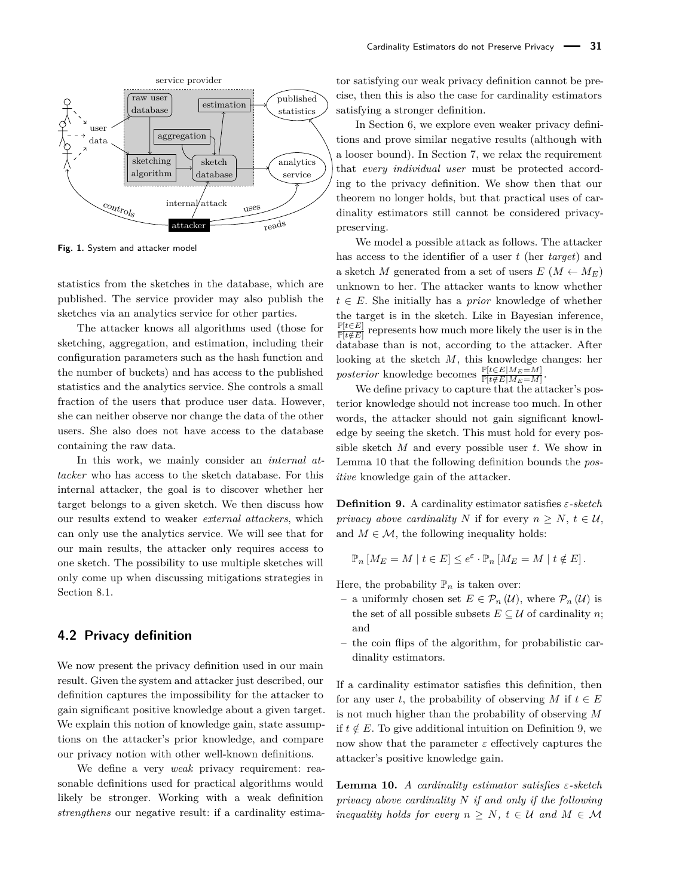Fig. 1. System and attacker model

statistics from the sketches in the database, which are published. The service provider may also publish the sketches via an analytics service for other parties.

The attacker knows all algorithms used (those for sketching, aggregation, and estimation, including their configuration parameters such as the hash function and the number of buckets) and has access to the published statistics and the analytics service. She controls a small fraction of the users that produce user data. However, she can neither observe nor change the data of the other users. She also does not have access to the database containing the raw data.

In this work, we mainly consider an *internal attacker* who has access to the sketch database. For this internal attacker, the goal is to discover whether her target belongs to a given sketch. We then discuss how our results extend to weaker *external attackers*, which can only use the analytics service. We will see that for our main results, the attacker only requires access to one sketch. The possibility to use multiple sketches will only come up when discussing mitigations strategies in Section 8.1.

## 4.2 Privacy definition

We now present the privacy definition used in our main result. Given the system and attacker just described, our definition captures the impossibility for the attacker to gain significant positive knowledge about a given target. We explain this notion of knowledge gain, state assumptions on the attacker's prior knowledge, and compare our privacy notion with other well-known definitions.

We define a very *weak* privacy requirement: reasonable definitions used for practical algorithms would likely be stronger. Working with a weak definition *strengthens* our negative result: if a cardinality estimator satisfying our weak privacy definition cannot be precise, then this is also the case for cardinality estimators satisfying a stronger definition.

In Section 6, we explore even weaker privacy definitions and prove similar negative results (although with a looser bound). In Section 7, we relax the requirement that *every individual user* must be protected according to the privacy definition. We show then that our theorem no longer holds, but that practical uses of cardinality estimators still cannot be considered privacy-preserving.

We model a possible attack as follows. The attacker has access to the identifier of a user $t$ (her *target*) and a sketch $M$ generated from a set of users $E$ ($M \leftarrow M_E$) unknown to her. The attacker wants to know whether $t \in E$. She initially has a *prior* knowledge of whether the target is in the sketch. Like in Bayesian inference, $\frac{\mathbb{P}[t\in E]}{\mathbb{P}[t\notin E]}$ represents how much more likely the user is in the database than is not, according to the attacker. After looking at the sketch $M$, this knowledge changes: her *posterior* knowledge becomes $\frac{\mathbb{P}[t\in E|M_E=M]}{\mathbb{P}[t\notin E|M_E=M]}$.

We define privacy to capture that the attacker's posterior knowledge should not increase too much. In other words, the attacker should not gain significant knowledge by seeing the sketch. This must hold for every possible sketch $M$ and every possible user $t$. We show in Lemma 10 that the following definition bounds the *positive* knowledge gain of the attacker.

**Definition 9.** A cardinality estimator satisfies *$\varepsilon$-sketch privacy above cardinality* $N$ if for every $n \geq N$, $t \in \mathcal{U}$, and $M \in \mathcal{M}$, the following inequality holds:

$$\mathbb{P}_n\left[M_E = M \mid t \in E\right] \leq e^{\varepsilon} \cdot \mathbb{P}_n\left[M_E = M \mid t \notin E\right].$$

Here, the probability $\mathbb{P}_n$ is taken over:

- a uniformly chosen set $E \in \mathcal{P}_n(\mathcal{U})$, where $\mathcal{P}_n(\mathcal{U})$ is the set of all possible subsets $E \subseteq \mathcal{U}$ of cardinality $n$; and
- the coin flips of the algorithm, for probabilistic cardinality estimators.

If a cardinality estimator satisfies this definition, then for any user $t$, the probability of observing $M$ if $t \in E$ is not much higher than the probability of observing $M$ if $t \notin E$. To give additional intuition on Definition 9, we now show that the parameter $\varepsilon$ effectively captures the attacker's positive knowledge gain.

**Lemma 10.** *A cardinality estimator satisfies $\varepsilon$-sketch privacy above cardinality $N$ if and only if the following inequality holds for every $n \geq N$, $t \in \mathcal{U}$ and $M \in \mathcal{M}$*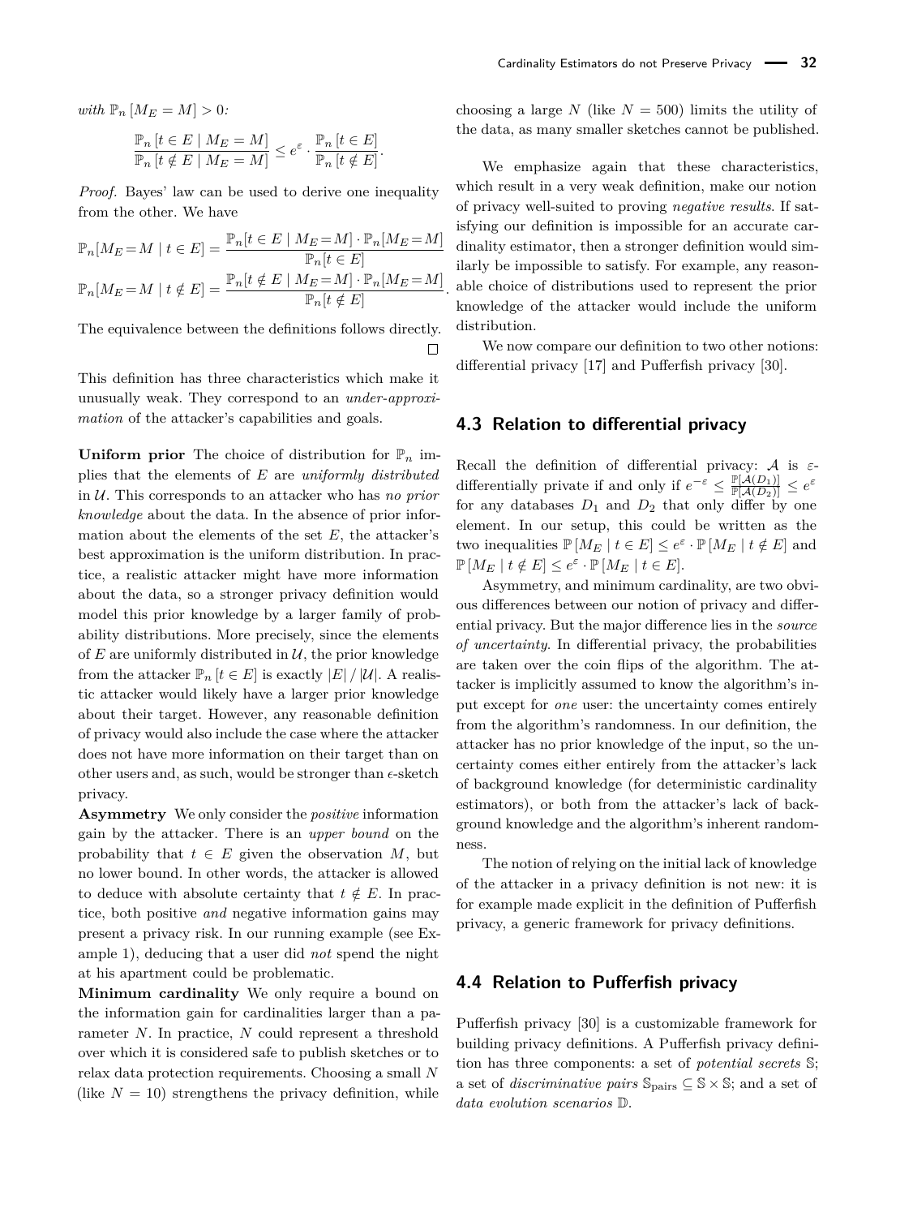*with* $\mathbb{P}_n [M_E = M] > 0$*:*

$$\frac{\mathbb{P}_n [t \in E \mid M_E = M]}{\mathbb{P}_n [t \notin E \mid M_E = M]} \leq e^{\varepsilon} \cdot \frac{\mathbb{P}_n [t \in E]}{\mathbb{P}_n [t \notin E]}.$$

*Proof.* Bayes' law can be used to derive one inequality from the other. We have

$$\mathbb{P}_n[M_E = M \mid t \in E] = \frac{\mathbb{P}_n[t \in E \mid M_E = M] \cdot \mathbb{P}_n[M_E = M]}{\mathbb{P}_n[t \in E]}$$
$$\mathbb{P}_n[M_E = M \mid t \notin E] = \frac{\mathbb{P}_n[t \notin E \mid M_E = M] \cdot \mathbb{P}_n[M_E = M]}{\mathbb{P}_n[t \notin E]}.$$

The equivalence between the definitions follows directly. ☐

This definition has three characteristics which make it unusually weak. They correspond to an *under-approximation* of the attacker's capabilities and goals.

**Uniform prior** The choice of distribution for $\mathbb{P}_n$ implies that the elements of $E$ are *uniformly distributed* in $\mathcal{U}$. This corresponds to an attacker who has *no prior knowledge* about the data. In the absence of prior information about the elements of the set $E$, the attacker's best approximation is the uniform distribution. In practice, a realistic attacker might have more information about the data, so a stronger privacy definition would model this prior knowledge by a larger family of probability distributions. More precisely, since the elements of $E$ are uniformly distributed in $\mathcal{U}$, the prior knowledge from the attacker $\mathbb{P}_n [t \in E]$ is exactly $|E| / |\mathcal{U}|$. A realistic attacker would likely have a larger prior knowledge about their target. However, any reasonable definition of privacy would also include the case where the attacker does not have more information on their target than on other users and, as such, would be stronger than $\epsilon$-sketch privacy.

**Asymmetry** We only consider the *positive* information gain by the attacker. There is an *upper bound* on the probability that $t \in E$ given the observation $M$, but no lower bound. In other words, the attacker is allowed to deduce with absolute certainty that $t \notin E$. In practice, both positive *and* negative information gains may present a privacy risk. In our running example (see Example 1), deducing that a user did *not* spend the night at his apartment could be problematic.

**Minimum cardinality** We only require a bound on the information gain for cardinalities larger than a parameter $N$. In practice, $N$ could represent a threshold over which it is considered safe to publish sketches or to relax data protection requirements. Choosing a small $N$ (like $N = 10$) strengthens the privacy definition, while choosing a large $N$ (like $N = 500$) limits the utility of the data, as many smaller sketches cannot be published.

We emphasize again that these characteristics, which result in a very weak definition, make our notion of privacy well-suited to proving *negative results*. If satisfying our definition is impossible for an accurate cardinality estimator, then a stronger definition would similarly be impossible to satisfy. For example, any reasonable choice of distributions used to represent the prior knowledge of the attacker would include the uniform distribution.

We now compare our definition to two other notions: differential privacy [17] and Pufferfish privacy [30].

## 4.3 Relation to differential privacy

Recall the definition of differential privacy: $\mathcal{A}$ is $\varepsilon$-differentially private if and only if $e^{-\varepsilon} \leq \frac{\mathbb{P}[\mathcal{A}(D_1)]}{\mathbb{P}[\mathcal{A}(D_2)]} \leq e^{\varepsilon}$ for any databases $D_1$ and $D_2$ that only differ by one element. In our setup, this could be written as the two inequalities $\mathbb{P}[M_E \mid t \in E] \leq e^{\varepsilon} \cdot \mathbb{P}[M_E \mid t \notin E]$ and $\mathbb{P}[M_E \mid t \notin E] \leq e^{\varepsilon} \cdot \mathbb{P}[M_E \mid t \in E]$.

Asymmetry, and minimum cardinality, are two obvious differences between our notion of privacy and differential privacy. But the major difference lies in the *source of uncertainty*. In differential privacy, the probabilities are taken over the coin flips of the algorithm. The attacker is implicitly assumed to know the algorithm's input except for *one* user: the uncertainty comes entirely from the algorithm's randomness. In our definition, the attacker has no prior knowledge of the input, so the uncertainty comes either entirely from the attacker's lack of background knowledge (for deterministic cardinality estimators), or both from the attacker's lack of background knowledge and the algorithm's inherent randomness.

The notion of relying on the initial lack of knowledge of the attacker in a privacy definition is not new: it is for example made explicit in the definition of Pufferfish privacy, a generic framework for privacy definitions.

## 4.4 Relation to Pufferfish privacy

Pufferfish privacy [30] is a customizable framework for building privacy definitions. A Pufferfish privacy definition has three components: a set of *potential secrets* $\mathbb{S}$; a set of *discriminative pairs* $\mathbb{S}_{\text{pairs}} \subseteq \mathbb{S} \times \mathbb{S}$; and a set of *data evolution scenarios* $\mathbb{D}$.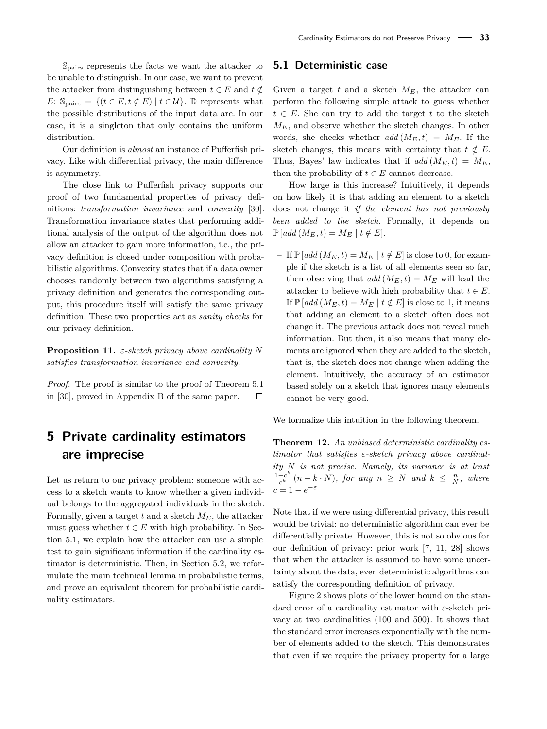$\mathbb{S}_{\text{pairs}}$ represents the facts we want the attacker to be unable to distinguish. In our case, we want to prevent the attacker from distinguishing between $t \in E$ and $t \notin E$: $\mathbb{S}_{\text{pairs}} = \{(t \in E, t \notin E) \mid t \in \mathcal{U}\}$. $\mathbb{D}$ represents what the possible distributions of the input data are. In our case, it is a singleton that only contains the uniform distribution.

Our definition is *almost* an instance of Pufferfish privacy. Like with differential privacy, the main difference is asymmetry.

The close link to Pufferfish privacy supports our proof of two fundamental properties of privacy definitions: *transformation invariance* and *convexity* [30]. Transformation invariance states that performing additional analysis of the output of the algorithm does not allow an attacker to gain more information, i.e., the privacy definition is closed under composition with probabilistic algorithms. Convexity states that if a data owner chooses randomly between two algorithms satisfying a privacy definition and generates the corresponding output, this procedure itself will satisfy the same privacy definition. These two properties act as *sanity checks* for our privacy definition.

**Proposition 11.** *$\varepsilon$-sketch privacy above cardinality $N$ satisfies transformation invariance and convexity.*

*Proof.* The proof is similar to the proof of Theorem 5.1 in [30], proved in Appendix B of the same paper. □

# 5 Private cardinality estimators are imprecise

Let us return to our privacy problem: someone with access to a sketch wants to know whether a given individual belongs to the aggregated individuals in the sketch. Formally, given a target $t$ and a sketch $M_E$, the attacker must guess whether $t \in E$ with high probability. In Section 5.1, we explain how the attacker can use a simple test to gain significant information if the cardinality estimator is deterministic. Then, in Section 5.2, we reformulate the main technical lemma in probabilistic terms, and prove an equivalent theorem for probabilistic cardinality estimators.

## 5.1 Deterministic case

Given a target $t$ and a sketch $M_E$, the attacker can perform the following simple attack to guess whether $t \in E$. She can try to add the target $t$ to the sketch $M_E$, and observe whether the sketch changes. In other words, she checks whether $add\,(M_E, t) = M_E$. If the sketch changes, this means with certainty that $t \notin E$. Thus, Bayes' law indicates that if $add\,(M_E, t) = M_E$, then the probability of $t \in E$ cannot decrease.

How large is this increase? Intuitively, it depends on how likely it is that adding an element to a sketch does not change it *if the element has not previously been added to the sketch*. Formally, it depends on $\mathbb{P}\left[add\,(M_E, t) = M_E \mid t \notin E\right]$.

- If $\mathbb{P}\left[add\,(M_E, t) = M_E \mid t \notin E\right]$ is close to 0, for example if the sketch is a list of all elements seen so far, then observing that $add\,(M_E, t) = M_E$ will lead the attacker to believe with high probability that $t \in E$.
- If $\mathbb{P}\left[add\,(M_E, t) = M_E \mid t \notin E\right]$ is close to 1, it means that adding an element to a sketch often does not change it. The previous attack does not reveal much information. But then, it also means that many elements are ignored when they are added to the sketch, that is, the sketch does not change when adding the element. Intuitively, the accuracy of an estimator based solely on a sketch that ignores many elements cannot be very good.

We formalize this intuition in the following theorem.

**Theorem 12.** *An unbiased deterministic cardinality estimator that satisfies $\varepsilon$-sketch privacy above cardinality $N$ is not precise. Namely, its variance is at least $\frac{1-c^k}{c^k}\left(n - k \cdot N\right)$, for any $n \geq N$ and $k \leq \frac{n}{N}$, where $c = 1 - e^{-\varepsilon}$*

Note that if we were using differential privacy, this result would be trivial: no deterministic algorithm can ever be differentially private. However, this is not so obvious for our definition of privacy: prior work [7, 11, 28] shows that when the attacker is assumed to have some uncertainty about the data, even deterministic algorithms can satisfy the corresponding definition of privacy.

Figure 2 shows plots of the lower bound on the standard error of a cardinality estimator with $\varepsilon$-sketch privacy at two cardinalities (100 and 500). It shows that the standard error increases exponentially with the number of elements added to the sketch. This demonstrates that even if we require the privacy property for a large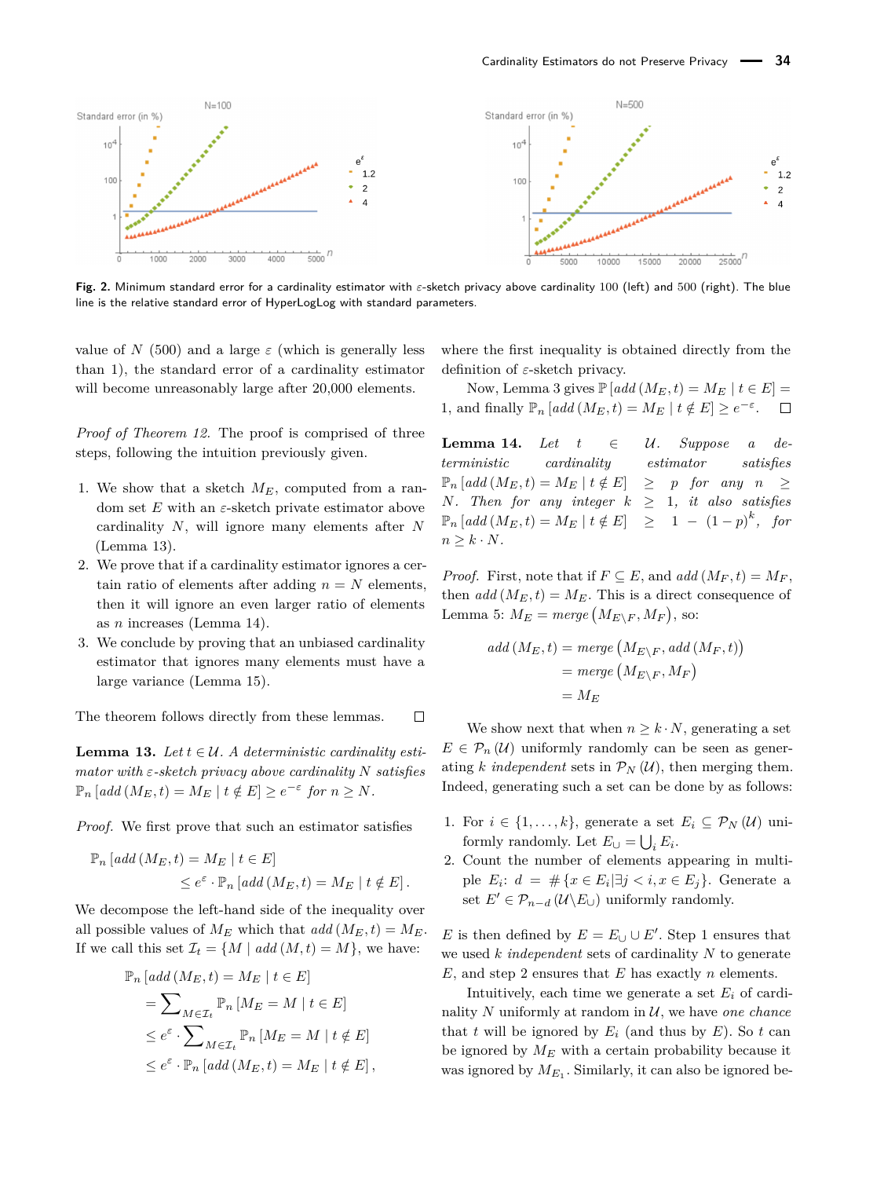Fig. 2. Minimum standard error for a cardinality estimator with $\varepsilon$-sketch privacy above cardinality 100 (left) and 500 (right). The blue line is the relative standard error of HyperLogLog with standard parameters.

value of $N$ (500) and a large $\varepsilon$ (which is generally less than 1), the standard error of a cardinality estimator will become unreasonably large after 20,000 elements.

*Proof of Theorem 12.* The proof is comprised of three steps, following the intuition previously given.

1. We show that a sketch $M_E$, computed from a random set $E$ with an $\varepsilon$-sketch private estimator above cardinality $N$, will ignore many elements after $N$ (Lemma 13).
2. We prove that if a cardinality estimator ignores a certain ratio of elements after adding $n = N$ elements, then it will ignore an even larger ratio of elements as $n$ increases (Lemma 14).
3. We conclude by proving that an unbiased cardinality estimator that ignores many elements must have a large variance (Lemma 15).

The theorem follows directly from these lemmas. □

**Lemma 13.** *Let $t \in \mathcal{U}$. A deterministic cardinality estimator with $\varepsilon$-sketch privacy above cardinality $N$ satisfies $\mathbb{P}_n\left[add\left(M_E, t\right) = M_E \mid t \notin E\right] \geq e^{-\varepsilon}$ for $n \geq N$.*

*Proof.* We first prove that such an estimator satisfies

$$\mathbb{P}_n\left[add\left(M_E, t\right) = M_E \mid t \in E\right] \leq e^{\varepsilon} \cdot \mathbb{P}_n\left[add\left(M_E, t\right) = M_E \mid t \notin E\right].$$

We decompose the left-hand side of the inequality over all possible values of $M_E$ which that $add\left(M_E, t\right) = M_E$. If we call this set $\mathcal{I}_t = \{M \mid add\left(M, t\right) = M\}$, we have:

$$\begin{aligned}
\mathbb{P}_n&\left[add\left(M_E, t\right) = M_E \mid t \in E\right] \\
&= \sum\nolimits_{M \in \mathcal{I}_t} \mathbb{P}_n\left[M_E = M \mid t \in E\right] \\
&\leq e^{\varepsilon} \cdot \sum\nolimits_{M \in \mathcal{I}_t} \mathbb{P}_n\left[M_E = M \mid t \notin E\right] \\
&\leq e^{\varepsilon} \cdot \mathbb{P}_n\left[add\left(M_E, t\right) = M_E \mid t \notin E\right],
\end{aligned}$$

where the first inequality is obtained directly from the definition of $\varepsilon$-sketch privacy.

Now, Lemma 3 gives $\mathbb{P}\left[add\left(M_E, t\right) = M_E \mid t \in E\right] = 1$, and finally $\mathbb{P}_n\left[add\left(M_E, t\right) = M_E \mid t \notin E\right] \geq e^{-\varepsilon}$. □

**Lemma 14.** *Let $t \in \mathcal{U}$. Suppose a deterministic cardinality estimator satisfies $\mathbb{P}_n\left[add\left(M_E, t\right) = M_E \mid t \notin E\right] \geq p$ for any $n \geq N$. Then for any integer $k \geq 1$, it also satisfies $\mathbb{P}_n\left[add\left(M_E, t\right) = M_E \mid t \notin E\right] \geq 1 - (1-p)^k$, for $n \geq k \cdot N$.*

*Proof.* First, note that if $F \subseteq E$, and $add\left(M_F, t\right) = M_F$, then $add\left(M_E, t\right) = M_E$. This is a direct consequence of Lemma 5: $M_E = merge\left(M_{E\setminus F}, M_F\right)$, so:

$$\begin{aligned}
add\left(M_E, t\right) &= merge\left(M_{E\setminus F}, add\left(M_F, t\right)\right) \\
&= merge\left(M_{E\setminus F}, M_F\right) \\
&= M_E
\end{aligned}$$

We show next that when $n \geq k \cdot N$, generating a set $E \in \mathcal{P}_n\left(\mathcal{U}\right)$ uniformly randomly can be seen as generating $k$ *independent* sets in $\mathcal{P}_N\left(\mathcal{U}\right)$, then merging them. Indeed, generating such a set can be done by as follows:

1. For $i \in \{1, \ldots, k\}$, generate a set $E_i \subseteq \mathcal{P}_N\left(\mathcal{U}\right)$ uniformly randomly. Let $E_\cup = \bigcup_i E_i$.
2. Count the number of elements appearing in multiple $E_i$: $d = \#\{x \in E_i | \exists j < i, x \in E_j\}$. Generate a set $E' \in \mathcal{P}_{n-d}\left(\mathcal{U} \setminus E_\cup\right)$ uniformly randomly.

$E$ is then defined by $E = E_\cup \cup E'$. Step 1 ensures that we used $k$ *independent* sets of cardinality $N$ to generate $E$, and step 2 ensures that $E$ has exactly $n$ elements.

Intuitively, each time we generate a set $E_i$ of cardinality $N$ uniformly at random in $\mathcal{U}$, we have *one chance* that $t$ will be ignored by $E_i$ (and thus by $E$). So $t$ can be ignored by $M_E$ with a certain probability because it was ignored by $M_{E_1}$. Similarly, it can also be ignored be-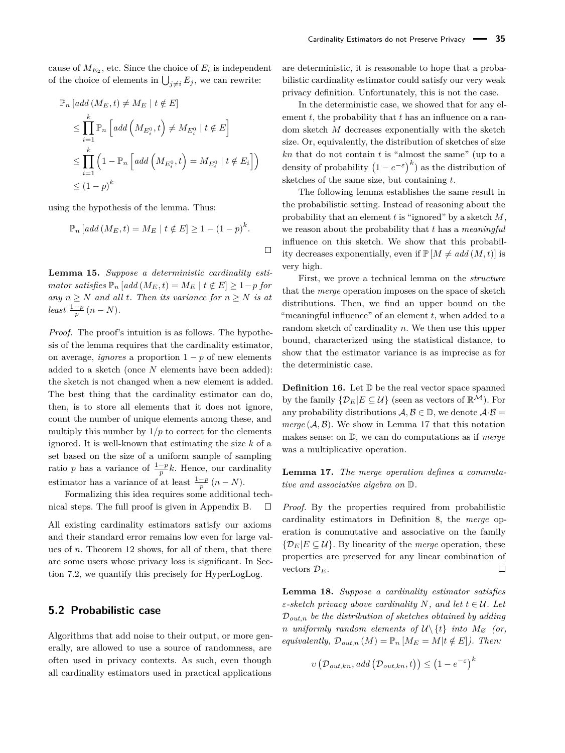cause of $M_{E_2}$, etc. Since the choice of $E_i$ is independent of the choice of elements in $\bigcup_{j\neq i} E_j$, we can rewrite:

$$
\begin{aligned}
&\mathbb{P}_n\left[add\left(M_E, t\right) \neq M_E \mid t \notin E\right] \\
&\quad \leq \prod_{i=1}^{k} \mathbb{P}_n\left[add\left(M_{E_i^0}, t\right) \neq M_{E_i^0} \mid t \notin E\right] \\
&\quad \leq \prod_{i=1}^{k} \left(1 - \mathbb{P}_n\left[add\left(M_{E_i^0}, t\right) = M_{E_i^0} \mid t \notin E_i\right]\right) \\
&\quad \leq \left(1-p\right)^k
\end{aligned}
$$

using the hypothesis of the lemma. Thus:

$$
\mathbb{P}_n\left[add\left(M_E, t\right) = M_E \mid t \notin E\right] \geq 1 - \left(1-p\right)^k.
$$

∎

**Lemma 15.** *Suppose a deterministic cardinality estimator satisfies $\mathbb{P}_n\left[add\left(M_E, t\right) = M_E \mid t \notin E\right] \geq 1-p$ for any $n \geq N$ and all $t$. Then its variance for $n \geq N$ is at least $\frac{1-p}{p}\left(n-N\right)$.*

*Proof.* The proof's intuition is as follows. The hypothesis of the lemma requires that the cardinality estimator, on average, *ignores* a proportion $1-p$ of new elements added to a sketch (once $N$ elements have been added): the sketch is not changed when a new element is added. The best thing that the cardinality estimator can do, then, is to store all elements that it does not ignore, count the number of unique elements among these, and multiply this number by $1/p$ to correct for the elements ignored. It is well-known that estimating the size $k$ of a set based on the size of a uniform sample of sampling ratio $p$ has a variance of $\frac{1-p}{p}k$. Hence, our cardinality estimator has a variance of at least $\frac{1-p}{p}\left(n-N\right)$.

Formalizing this idea requires some additional technical steps. The full proof is given in Appendix B. ∎

All existing cardinality estimators satisfy our axioms and their standard error remains low even for large values of $n$. Theorem 12 shows, for all of them, that there are some users whose privacy loss is significant. In Section 7.2, we quantify this precisely for HyperLogLog.

## 5.2 Probabilistic case

Algorithms that add noise to their output, or more generally, are allowed to use a source of randomness, are often used in privacy contexts. As such, even though all cardinality estimators used in practical applications are deterministic, it is reasonable to hope that a probabilistic cardinality estimator could satisfy our very weak privacy definition. Unfortunately, this is not the case.

In the deterministic case, we showed that for any element $t$, the probability that $t$ has an influence on a random sketch $M$ decreases exponentially with the sketch size. Or, equivalently, the distribution of sketches of size $kn$ that do not contain $t$ is "almost the same" (up to a density of probability $\left(1-e^{-\varepsilon}\right)^k$) as the distribution of sketches of the same size, but containing $t$.

The following lemma establishes the same result in the probabilistic setting. Instead of reasoning about the probability that an element $t$ is "ignored" by a sketch $M$, we reason about the probability that $t$ has a *meaningful* influence on this sketch. We show that this probability decreases exponentially, even if $\mathbb{P}\left[M \neq add\left(M, t\right)\right]$ is very high.

First, we prove a technical lemma on the *structure* that the *merge* operation imposes on the space of sketch distributions. Then, we find an upper bound on the "meaningful influence" of an element $t$, when added to a random sketch of cardinality $n$. We then use this upper bound, characterized using the statistical distance, to show that the estimator variance is as imprecise as for the deterministic case.

**Definition 16.** Let $\mathbb{D}$ be the real vector space spanned by the family $\{\mathcal{D}_E | E \subseteq \mathcal{U}\}$ (seen as vectors of $\mathbb{R}^{\mathcal{M}}$). For any probability distributions $\mathcal{A}, \mathcal{B} \in \mathbb{D}$, we denote $\mathcal{A} \cdot \mathcal{B} = merge\left(\mathcal{A}, \mathcal{B}\right)$. We show in Lemma 17 that this notation makes sense: on $\mathbb{D}$, we can do computations as if *merge* was a multiplicative operation.

**Lemma 17.** *The merge operation defines a commutative and associative algebra on $\mathbb{D}$.*

*Proof.* By the properties required from probabilistic cardinality estimators in Definition 8, the *merge* operation is commutative and associative on the family $\{\mathcal{D}_E | E \subseteq \mathcal{U}\}$. By linearity of the *merge* operation, these properties are preserved for any linear combination of vectors $\mathcal{D}_E$. ∎

**Lemma 18.** *Suppose a cardinality estimator satisfies $\varepsilon$-sketch privacy above cardinality $N$, and let $t \in \mathcal{U}$. Let $\mathcal{D}_{out,n}$ be the distribution of sketches obtained by adding $n$ uniformly random elements of $\mathcal{U} \backslash \{t\}$ into $M_\varnothing$ (or, equivalently, $\mathcal{D}_{out,n}\left(M\right) = \mathbb{P}_n\left[M_E = M | t \notin E\right]$). Then:*

$$
\upsilon\left(\mathcal{D}_{out,kn}, add\left(\mathcal{D}_{out,kn}, t\right)\right) \leq \left(1-e^{-\varepsilon}\right)^k
$$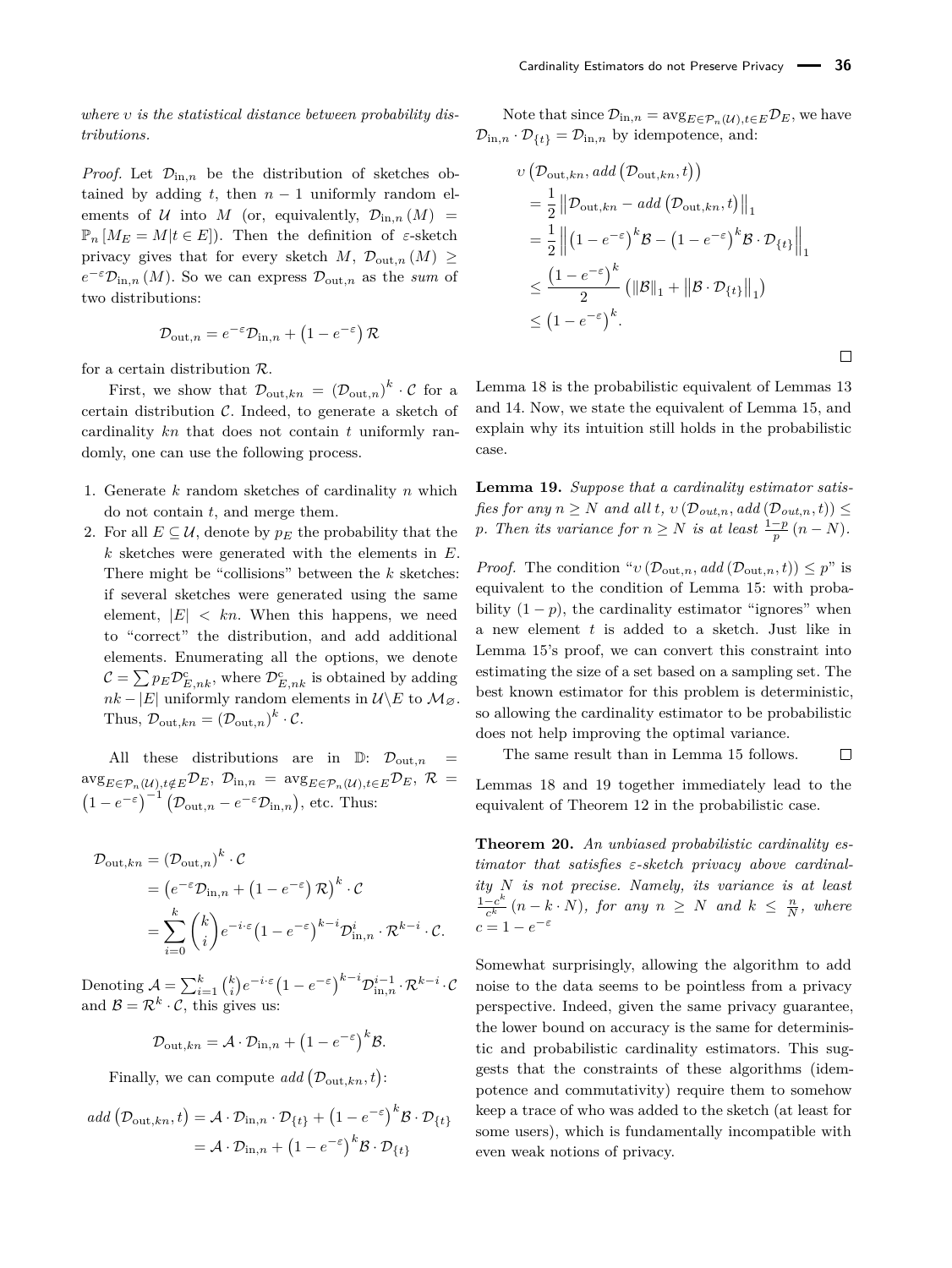*where $\upsilon$ is the statistical distance between probability distributions.*

*Proof.* Let $\mathcal{D}_{\text{in},n}$ be the distribution of sketches obtained by adding $t$, then $n-1$ uniformly random elements of $\mathcal{U}$ into $M$ (or, equivalently, $\mathcal{D}_{\text{in},n}(M) = \mathbb{P}_n[M_E = M | t \in E]$). Then the definition of $\varepsilon$-sketch privacy gives that for every sketch $M$, $\mathcal{D}_{\text{out},n}(M) \geq e^{-\varepsilon}\mathcal{D}_{\text{in},n}(M)$. So we can express $\mathcal{D}_{\text{out},n}$ as the *sum* of two distributions:

$$\mathcal{D}_{\text{out},n} = e^{-\varepsilon}\mathcal{D}_{\text{in},n} + \left(1 - e^{-\varepsilon}\right)\mathcal{R}$$

for a certain distribution $\mathcal{R}$.

First, we show that $\mathcal{D}_{\text{out},kn} = (\mathcal{D}_{\text{out},n})^k \cdot \mathcal{C}$ for a certain distribution $\mathcal{C}$. Indeed, to generate a sketch of cardinality $kn$ that does not contain $t$ uniformly randomly, one can use the following process.

1. Generate $k$ random sketches of cardinality $n$ which do not contain $t$, and merge them.
2. For all $E \subseteq \mathcal{U}$, denote by $p_E$ the probability that the $k$ sketches were generated with the elements in $E$. There might be "collisions" between the $k$ sketches: if several sketches were generated using the same element, $|E| < kn$. When this happens, we need to "correct" the distribution, and add additional elements. Enumerating all the options, we denote $\mathcal{C} = \sum p_E \mathcal{D}^c_{E,nk}$, where $\mathcal{D}^c_{E,nk}$ is obtained by adding $nk - |E|$ uniformly random elements in $\mathcal{U}\backslash E$ to $\mathcal{M}_\varnothing$. Thus, $\mathcal{D}_{\text{out},kn} = (\mathcal{D}_{\text{out},n})^k \cdot \mathcal{C}$.

All these distributions are in $\mathbb{D}$: $\mathcal{D}_{\text{out},n} = \text{avg}_{E \in \mathcal{P}_n(\mathcal{U}), t \notin E}\mathcal{D}_E$, $\mathcal{D}_{\text{in},n} = \text{avg}_{E \in \mathcal{P}_n(\mathcal{U}), t \in E}\mathcal{D}_E$, $\mathcal{R} = \left(1 - e^{-\varepsilon}\right)^{-1}\left(\mathcal{D}_{\text{out},n} - e^{-\varepsilon}\mathcal{D}_{\text{in},n}\right)$, etc. Thus:

$$\begin{aligned}
\mathcal{D}_{\text{out},kn} &= (\mathcal{D}_{\text{out},n})^k \cdot \mathcal{C} \\
&= \left(e^{-\varepsilon}\mathcal{D}_{\text{in},n} + \left(1 - e^{-\varepsilon}\right)\mathcal{R}\right)^k \cdot \mathcal{C} \\
&= \sum_{i=0}^{k} \binom{k}{i} e^{-i\cdot\varepsilon}\left(1 - e^{-\varepsilon}\right)^{k-i}\mathcal{D}^i_{\text{in},n} \cdot \mathcal{R}^{k-i} \cdot \mathcal{C}.
\end{aligned}$$

Denoting $\mathcal{A} = \sum_{i=1}^{k} \binom{k}{i} e^{-i\cdot\varepsilon}\left(1 - e^{-\varepsilon}\right)^{k-i}\mathcal{D}^{i-1}_{\text{in},n} \cdot \mathcal{R}^{k-i} \cdot \mathcal{C}$ and $\mathcal{B} = \mathcal{R}^k \cdot \mathcal{C}$, this gives us:

$$\mathcal{D}_{\text{out},kn} = \mathcal{A} \cdot \mathcal{D}_{\text{in},n} + \left(1 - e^{-\varepsilon}\right)^k \mathcal{B}.$$

Finally, we can compute $add\left(\mathcal{D}_{\text{out},kn}, t\right)$:

$$\begin{aligned}
add\left(\mathcal{D}_{\text{out},kn}, t\right) &= \mathcal{A} \cdot \mathcal{D}_{\text{in},n} \cdot \mathcal{D}_{\{t\}} + \left(1 - e^{-\varepsilon}\right)^k \mathcal{B} \cdot \mathcal{D}_{\{t\}} \\
&= \mathcal{A} \cdot \mathcal{D}_{\text{in},n} + \left(1 - e^{-\varepsilon}\right)^k \mathcal{B} \cdot \mathcal{D}_{\{t\}}
\end{aligned}$$

Note that since $\mathcal{D}_{\text{in},n} = \text{avg}_{E \in \mathcal{P}_n(\mathcal{U}), t \in E}\mathcal{D}_E$, we have $\mathcal{D}_{\text{in},n} \cdot \mathcal{D}_{\{t\}} = \mathcal{D}_{\text{in},n}$ by idempotence, and:

$$\begin{aligned}
&\upsilon\left(\mathcal{D}_{\text{out},kn}, add\left(\mathcal{D}_{\text{out},kn}, t\right)\right) \\
&= \frac{1}{2}\left\|\mathcal{D}_{\text{out},kn} - add\left(\mathcal{D}_{\text{out},kn}, t\right)\right\|_1 \\
&= \frac{1}{2}\left\|\left(1 - e^{-\varepsilon}\right)^k \mathcal{B} - \left(1 - e^{-\varepsilon}\right)^k \mathcal{B} \cdot \mathcal{D}_{\{t\}}\right\|_1 \\
&\leq \frac{\left(1 - e^{-\varepsilon}\right)^k}{2}\left(\|\mathcal{B}\|_1 + \left\|\mathcal{B} \cdot \mathcal{D}_{\{t\}}\right\|_1\right) \\
&\leq \left(1 - e^{-\varepsilon}\right)^k.
\end{aligned}$$

$\square$

Lemma 18 is the probabilistic equivalent of Lemmas 13 and 14. Now, we state the equivalent of Lemma 15, and explain why its intuition still holds in the probabilistic case.

**Lemma 19.** *Suppose that a cardinality estimator satisfies for any $n \geq N$ and all $t$, $\upsilon\left(\mathcal{D}_{out,n}, add\left(\mathcal{D}_{out,n}, t\right)\right) \leq p$. Then its variance for $n \geq N$ is at least $\frac{1-p}{p}(n - N)$.*

*Proof.* The condition "$\upsilon\left(\mathcal{D}_{\text{out},n}, add\left(\mathcal{D}_{\text{out},n}, t\right)\right) \leq p$" is equivalent to the condition of Lemma 15: with probability $(1-p)$, the cardinality estimator "ignores" when a new element $t$ is added to a sketch. Just like in Lemma 15's proof, we can convert this constraint into estimating the size of a set based on a sampling set. The best known estimator for this problem is deterministic, so allowing the cardinality estimator to be probabilistic does not help improving the optimal variance.

The same result than in Lemma 15 follows. $\square$

Lemmas 18 and 19 together immediately lead to the equivalent of Theorem 12 in the probabilistic case.

**Theorem 20.** *An unbiased probabilistic cardinality estimator that satisfies $\varepsilon$-sketch privacy above cardinality $N$ is not precise. Namely, its variance is at least $\frac{1-c^k}{c^k}(n - k \cdot N)$, for any $n \geq N$ and $k \leq \frac{n}{N}$, where $c = 1 - e^{-\varepsilon}$*

Somewhat surprisingly, allowing the algorithm to add noise to the data seems to be pointless from a privacy perspective. Indeed, given the same privacy guarantee, the lower bound on accuracy is the same for deterministic and probabilistic cardinality estimators. This suggests that the constraints of these algorithms (idempotence and commutativity) require them to somehow keep a trace of who was added to the sketch (at least for some users), which is fundamentally incompatible with even weak notions of privacy.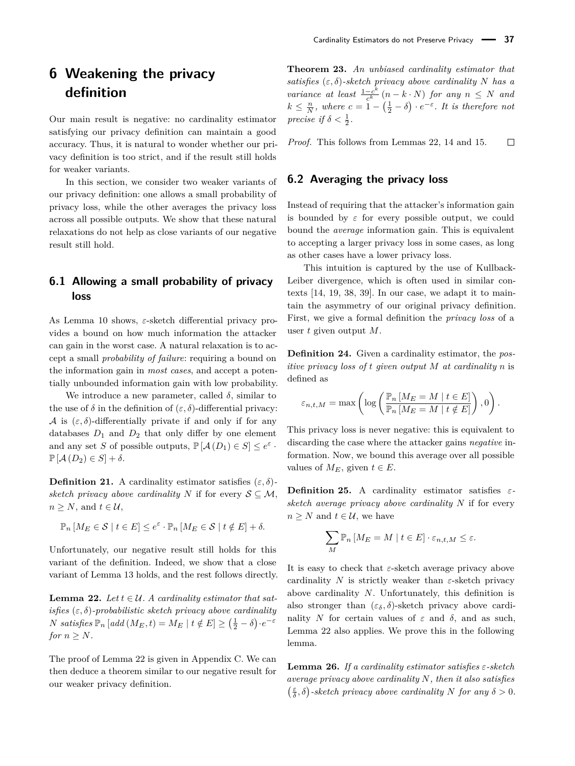# 6 Weakening the privacy definition

Our main result is negative: no cardinality estimator satisfying our privacy definition can maintain a good accuracy. Thus, it is natural to wonder whether our privacy definition is too strict, and if the result still holds for weaker variants.

In this section, we consider two weaker variants of our privacy definition: one allows a small probability of privacy loss, while the other averages the privacy loss across all possible outputs. We show that these natural relaxations do not help as close variants of our negative result still hold.

## 6.1 Allowing a small probability of privacy loss

As Lemma 10 shows, $\varepsilon$-sketch differential privacy provides a bound on how much information the attacker can gain in the worst case. A natural relaxation is to accept a small *probability of failure*: requiring a bound on the information gain in *most cases*, and accept a potentially unbounded information gain with low probability.

We introduce a new parameter, called $\delta$, similar to the use of $\delta$ in the definition of $(\varepsilon, \delta)$-differential privacy: $\mathcal{A}$ is $(\varepsilon, \delta)$-differentially private if and only if for any databases $D_1$ and $D_2$ that only differ by one element and any set $S$ of possible outputs, $\mathbb{P}[\mathcal{A}(D_1) \in S] \leq e^{\varepsilon} \cdot \mathbb{P}[\mathcal{A}(D_2) \in S] + \delta$.

**Definition 21.** A cardinality estimator satisfies $(\varepsilon, \delta)$-*sketch privacy above cardinality* $N$ if for every $\mathcal{S} \subseteq \mathcal{M}$, $n \geq N$, and $t \in \mathcal{U}$,

$$\mathbb{P}_n [M_E \in \mathcal{S} \mid t \in E] \leq e^{\varepsilon} \cdot \mathbb{P}_n [M_E \in \mathcal{S} \mid t \notin E] + \delta.$$

Unfortunately, our negative result still holds for this variant of the definition. Indeed, we show that a close variant of Lemma 13 holds, and the rest follows directly.

**Lemma 22.** *Let $t \in \mathcal{U}$. A cardinality estimator that satisfies $(\varepsilon, \delta)$-probabilistic sketch privacy above cardinality $N$ satisfies $\mathbb{P}_n [add(M_E, t) = M_E \mid t \notin E] \geq \left(\frac{1}{2} - \delta\right) \cdot e^{-\varepsilon}$ for $n \geq N$.*

The proof of Lemma 22 is given in Appendix C. We can then deduce a theorem similar to our negative result for our weaker privacy definition.

**Theorem 23.** *An unbiased cardinality estimator that satisfies $(\varepsilon, \delta)$-sketch privacy above cardinality $N$ has a variance at least $\frac{1-c^k}{c^k}(n - k \cdot N)$ for any $n \leq N$ and $k \leq \frac{n}{N}$, where $c = 1 - \left(\frac{1}{2} - \delta\right) \cdot e^{-\varepsilon}$. It is therefore not precise if $\delta < \frac{1}{2}$.*

*Proof.* This follows from Lemmas 22, 14 and 15. ☐

## 6.2 Averaging the privacy loss

Instead of requiring that the attacker's information gain is bounded by $\varepsilon$ for every possible output, we could bound the *average* information gain. This is equivalent to accepting a larger privacy loss in some cases, as long as other cases have a lower privacy loss.

This intuition is captured by the use of Kullback-Leiber divergence, which is often used in similar contexts [14, 19, 38, 39]. In our case, we adapt it to maintain the asymmetry of our original privacy definition. First, we give a formal definition the *privacy loss* of a user $t$ given output $M$.

**Definition 24.** Given a cardinality estimator, the *positive privacy loss of $t$ given output $M$ at cardinality $n$* is defined as

$$\varepsilon_{n,t,M} = \max\left(\log\left(\frac{\mathbb{P}_n [M_E = M \mid t \in E]}{\mathbb{P}_n [M_E = M \mid t \notin E]}\right), 0\right).$$

This privacy loss is never negative: this is equivalent to discarding the case where the attacker gains *negative* information. Now, we bound this average over all possible values of $M_E$, given $t \in E$.

**Definition 25.** A cardinality estimator satisfies $\varepsilon$-*sketch average privacy above cardinality* $N$ if for every $n \geq N$ and $t \in \mathcal{U}$, we have

$$\sum_M \mathbb{P}_n [M_E = M \mid t \in E] \cdot \varepsilon_{n,t,M} \leq \varepsilon.$$

It is easy to check that $\varepsilon$-sketch average privacy above cardinality $N$ is strictly weaker than $\varepsilon$-sketch privacy above cardinality $N$. Unfortunately, this definition is also stronger than $(\varepsilon_\delta, \delta)$-sketch privacy above cardinality $N$ for certain values of $\varepsilon$ and $\delta$, and as such, Lemma 22 also applies. We prove this in the following lemma.

**Lemma 26.** *If a cardinality estimator satisfies $\varepsilon$-sketch average privacy above cardinality $N$, then it also satisfies $\left(\frac{\varepsilon}{\delta}, \delta\right)$-sketch privacy above cardinality $N$ for any $\delta > 0$.*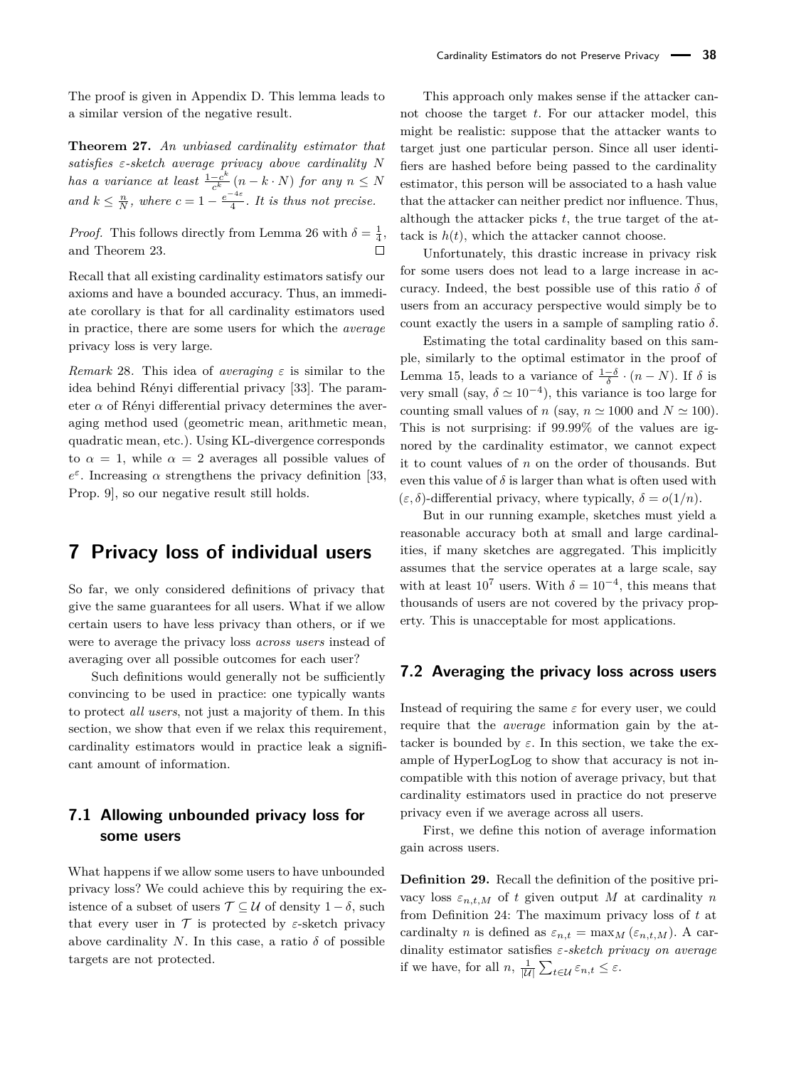The proof is given in Appendix D. This lemma leads to a similar version of the negative result.

**Theorem 27.** *An unbiased cardinality estimator that satisfies ε-sketch average privacy above cardinality N has a variance at least* $\frac{1-c^k}{c^k}(n - k \cdot N)$ *for any* $n \leq N$ *and* $k \leq \frac{n}{N}$*, where* $c = 1 - \frac{e^{-4\varepsilon}}{4}$*. It is thus not precise.*

*Proof.* This follows directly from Lemma 26 with $\delta = \frac{1}{4}$, and Theorem 23. ◻

Recall that all existing cardinality estimators satisfy our axioms and have a bounded accuracy. Thus, an immediate corollary is that for all cardinality estimators used in practice, there are some users for which the *average* privacy loss is very large.

*Remark* 28. This idea of *averaging* ε is similar to the idea behind Rényi differential privacy [33]. The parameter α of Rényi differential privacy determines the averaging method used (geometric mean, arithmetic mean, quadratic mean, etc.). Using KL-divergence corresponds to $\alpha = 1$, while $\alpha = 2$ averages all possible values of $e^\varepsilon$. Increasing α strengthens the privacy definition [33, Prop. 9], so our negative result still holds.

## 7 Privacy loss of individual users

So far, we only considered definitions of privacy that give the same guarantees for all users. What if we allow certain users to have less privacy than others, or if we were to average the privacy loss *across users* instead of averaging over all possible outcomes for each user?

Such definitions would generally not be sufficiently convincing to be used in practice: one typically wants to protect *all users*, not just a majority of them. In this section, we show that even if we relax this requirement, cardinality estimators would in practice leak a significant amount of information.

### 7.1 Allowing unbounded privacy loss for some users

What happens if we allow some users to have unbounded privacy loss? We could achieve this by requiring the existence of a subset of users $\mathcal{T} \subseteq \mathcal{U}$ of density $1 - \delta$, such that every user in $\mathcal{T}$ is protected by ε-sketch privacy above cardinality $N$. In this case, a ratio δ of possible targets are not protected.

This approach only makes sense if the attacker cannot choose the target $t$. For our attacker model, this might be realistic: suppose that the attacker wants to target just one particular person. Since all user identifiers are hashed before being passed to the cardinality estimator, this person will be associated to a hash value that the attacker can neither predict nor influence. Thus, although the attacker picks $t$, the true target of the attack is $h(t)$, which the attacker cannot choose.

Unfortunately, this drastic increase in privacy risk for some users does not lead to a large increase in accuracy. Indeed, the best possible use of this ratio δ of users from an accuracy perspective would simply be to count exactly the users in a sample of sampling ratio δ.

Estimating the total cardinality based on this sample, similarly to the optimal estimator in the proof of Lemma 15, leads to a variance of $\frac{1-\delta}{\delta} \cdot (n - N)$. If δ is very small (say, $\delta \simeq 10^{-4}$), this variance is too large for counting small values of $n$ (say, $n \simeq 1000$ and $N \simeq 100$). This is not surprising: if 99.99% of the values are ignored by the cardinality estimator, we cannot expect it to count values of $n$ on the order of thousands. But even this value of δ is larger than what is often used with $(\varepsilon, \delta)$-differential privacy, where typically, $\delta = o(1/n)$.

But in our running example, sketches must yield a reasonable accuracy both at small and large cardinalities, if many sketches are aggregated. This implicitly assumes that the service operates at a large scale, say with at least $10^7$ users. With $\delta = 10^{-4}$, this means that thousands of users are not covered by the privacy property. This is unacceptable for most applications.

### 7.2 Averaging the privacy loss across users

Instead of requiring the same ε for every user, we could require that the *average* information gain by the attacker is bounded by ε. In this section, we take the example of HyperLogLog to show that accuracy is not incompatible with this notion of average privacy, but that cardinality estimators used in practice do not preserve privacy even if we average across all users.

First, we define this notion of average information gain across users.

**Definition 29.** Recall the definition of the positive privacy loss $\varepsilon_{n,t,M}$ of $t$ given output $M$ at cardinality $n$ from Definition 24: The maximum privacy loss of $t$ at cardinalty $n$ is defined as $\varepsilon_{n,t} = \max_M (\varepsilon_{n,t,M})$. A cardinality estimator satisfies *ε-sketch privacy on average* if we have, for all $n$, $\frac{1}{|\mathcal{U}|} \sum_{t \in \mathcal{U}} \varepsilon_{n,t} \leq \varepsilon$.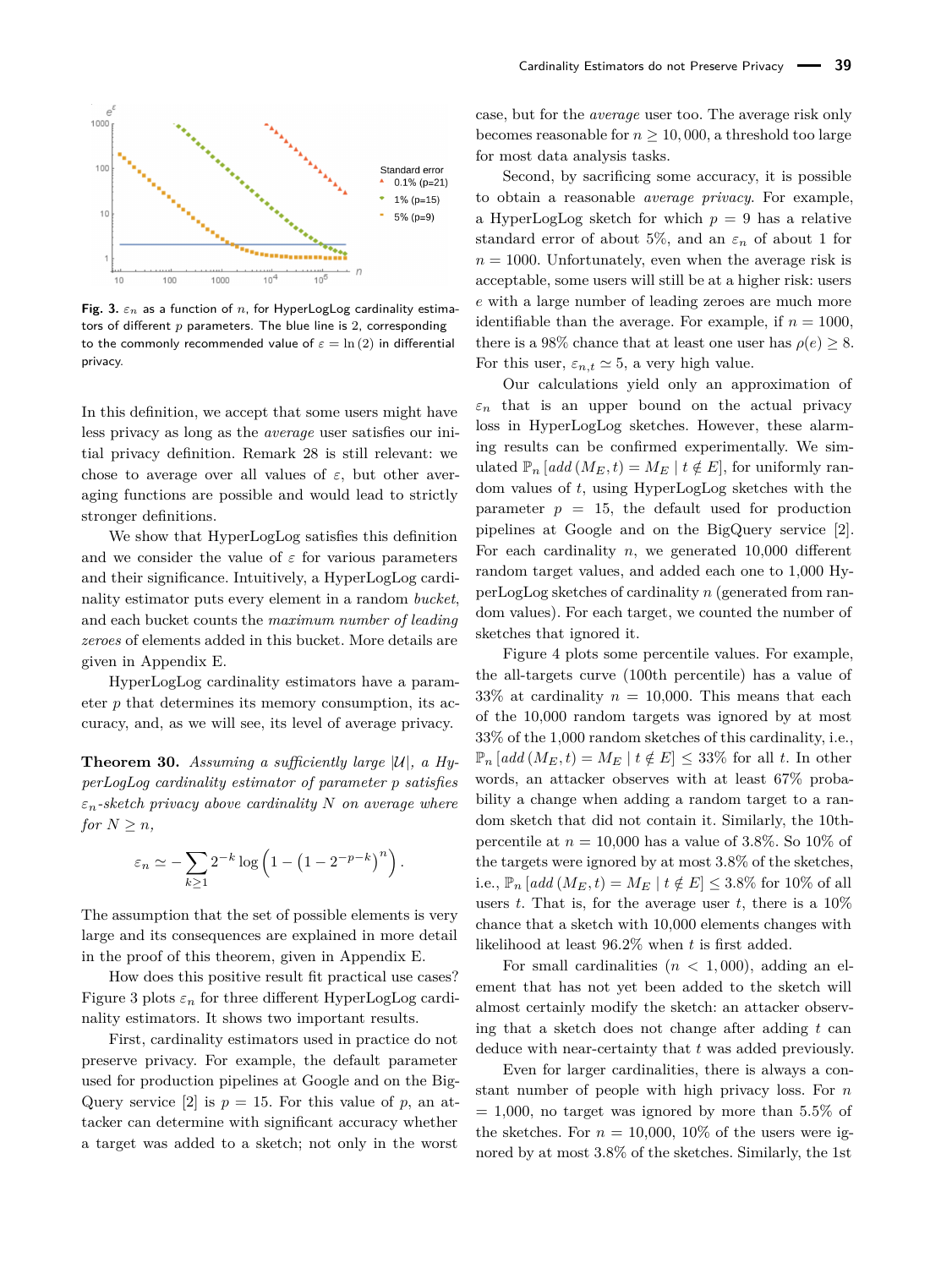Fig. 3. $\varepsilon_n$ as a function of $n$, for HyperLogLog cardinality estimators of different $p$ parameters. The blue line is 2, corresponding to the commonly recommended value of $\varepsilon = \ln(2)$ in differential privacy.

In this definition, we accept that some users might have less privacy as long as the *average* user satisfies our initial privacy definition. Remark 28 is still relevant: we chose to average over all values of $\varepsilon$, but other averaging functions are possible and would lead to strictly stronger definitions.

We show that HyperLogLog satisfies this definition and we consider the value of $\varepsilon$ for various parameters and their significance. Intuitively, a HyperLogLog cardinality estimator puts every element in a random *bucket*, and each bucket counts the *maximum number of leading zeroes* of elements added in this bucket. More details are given in Appendix E.

HyperLogLog cardinality estimators have a parameter $p$ that determines its memory consumption, its accuracy, and, as we will see, its level of average privacy.

**Theorem 30.** *Assuming a sufficiently large $|\mathcal{U}|$, a HyperLogLog cardinality estimator of parameter $p$ satisfies $\varepsilon_n$-sketch privacy above cardinality $N$ on average where for $N \geq n$,*

$$\varepsilon_n \simeq -\sum_{k \geq 1} 2^{-k} \log\left(1 - \left(1 - 2^{-p-k}\right)^n\right).$$

The assumption that the set of possible elements is very large and its consequences are explained in more detail in the proof of this theorem, given in Appendix E.

How does this positive result fit practical use cases? Figure 3 plots $\varepsilon_n$ for three different HyperLogLog cardinality estimators. It shows two important results.

First, cardinality estimators used in practice do not preserve privacy. For example, the default parameter used for production pipelines at Google and on the BigQuery service [2] is $p = 15$. For this value of $p$, an attacker can determine with significant accuracy whether a target was added to a sketch; not only in the worst case, but for the *average* user too. The average risk only becomes reasonable for $n \geq 10,000$, a threshold too large for most data analysis tasks.

Second, by sacrificing some accuracy, it is possible to obtain a reasonable *average privacy*. For example, a HyperLogLog sketch for which $p = 9$ has a relative standard error of about 5%, and an $\varepsilon_n$ of about 1 for $n = 1000$. Unfortunately, even when the average risk is acceptable, some users will still be at a higher risk: users $e$ with a large number of leading zeroes are much more identifiable than the average. For example, if $n = 1000$, there is a 98% chance that at least one user has $\rho(e) \geq 8$. For this user, $\varepsilon_{n,t} \simeq 5$, a very high value.

Our calculations yield only an approximation of $\varepsilon_n$ that is an upper bound on the actual privacy loss in HyperLogLog sketches. However, these alarming results can be confirmed experimentally. We simulated $\mathbb{P}_n\left[add\left(M_E, t\right) = M_E \mid t \notin E\right]$, for uniformly random values of $t$, using HyperLogLog sketches with the parameter $p = 15$, the default used for production pipelines at Google and on the BigQuery service [2]. For each cardinality $n$, we generated 10,000 different random target values, and added each one to 1,000 HyperLogLog sketches of cardinality $n$ (generated from random values). For each target, we counted the number of sketches that ignored it.

Figure 4 plots some percentile values. For example, the all-targets curve (100th percentile) has a value of 33% at cardinality $n = 10{,}000$. This means that each of the 10,000 random targets was ignored by at most 33% of the 1,000 random sketches of this cardinality, i.e., $\mathbb{P}_n\left[add\left(M_E, t\right) = M_E \mid t \notin E\right] \leq 33\%$ for all $t$. In other words, an attacker observes with at least 67% probability a change when adding a random target to a random sketch that did not contain it. Similarly, the 10th-percentile at $n = 10{,}000$ has a value of 3.8%. So 10% of the targets were ignored by at most 3.8% of the sketches, i.e., $\mathbb{P}_n\left[add\left(M_E, t\right) = M_E \mid t \notin E\right] \leq 3.8\%$ for 10% of all users $t$. That is, for the average user $t$, there is a 10% chance that a sketch with 10,000 elements changes with likelihood at least 96.2% when $t$ is first added.

For small cardinalities ($n < 1{,}000$), adding an element that has not yet been added to the sketch will almost certainly modify the sketch: an attacker observing that a sketch does not change after adding $t$ can deduce with near-certainty that $t$ was added previously.

Even for larger cardinalities, there is always a constant number of people with high privacy loss. For $n = 1{,}000$, no target was ignored by more than 5.5% of the sketches. For $n = 10{,}000$, 10% of the users were ignored by at most 3.8% of the sketches. Similarly, the 1st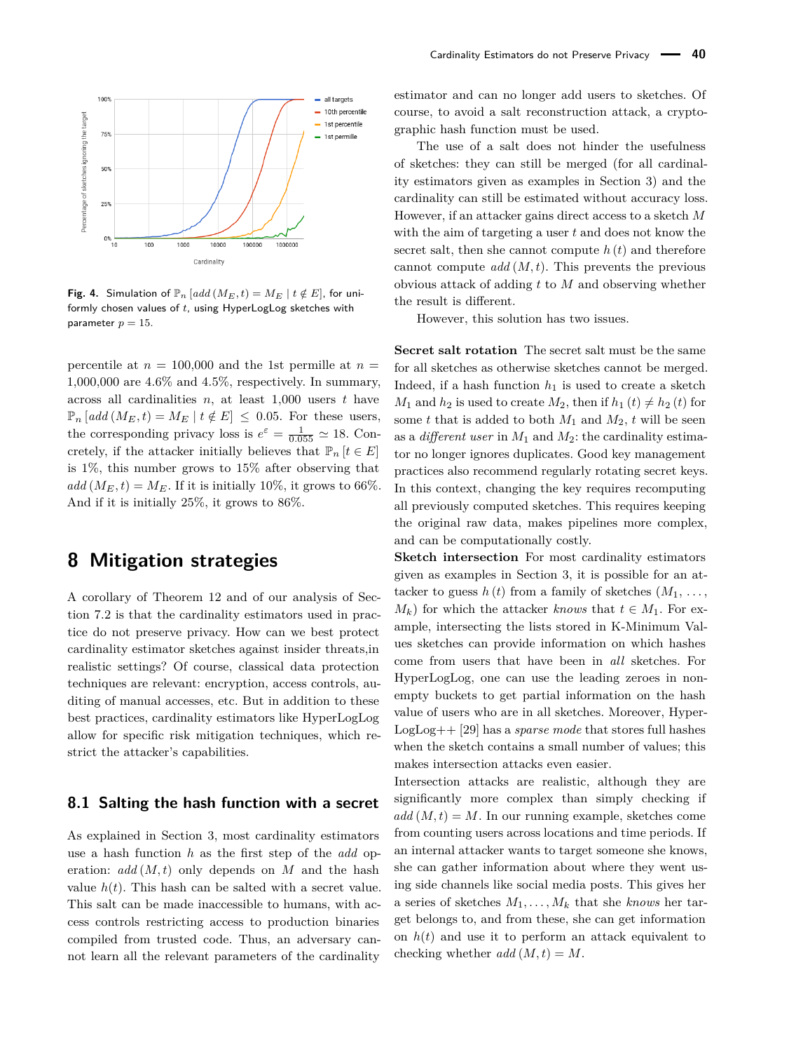Fig. 4. Simulation of $\mathbb{P}_n\left[add\left(M_E, t\right) = M_E \mid t \notin E\right]$, for uniformly chosen values of $t$, using HyperLogLog sketches with parameter $p = 15$.

percentile at $n = 100{,}000$ and the 1st permille at $n = 1{,}000{,}000$ are 4.6% and 4.5%, respectively. In summary, across all cardinalities $n$, at least 1,000 users $t$ have $\mathbb{P}_n\left[add\left(M_E, t\right) = M_E \mid t \notin E\right] \leq 0.05$. For these users, the corresponding privacy loss is $e^{\varepsilon} = \frac{1}{0.055} \simeq 18$. Concretely, if the attacker initially believes that $\mathbb{P}_n\left[t \in E\right]$ is 1%, this number grows to 15% after observing that $add\left(M_E, t\right) = M_E$. If it is initially 10%, it grows to 66%. And if it is initially 25%, it grows to 86%.

## 8 Mitigation strategies

A corollary of Theorem 12 and of our analysis of Section 7.2 is that the cardinality estimators used in practice do not preserve privacy. How can we best protect cardinality estimator sketches against insider threats,in realistic settings? Of course, classical data protection techniques are relevant: encryption, access controls, auditing of manual accesses, etc. But in addition to these best practices, cardinality estimators like HyperLogLog allow for specific risk mitigation techniques, which restrict the attacker's capabilities.

### 8.1 Salting the hash function with a secret

As explained in Section 3, most cardinality estimators use a hash function $h$ as the first step of the *add* operation: $add\left(M, t\right)$ only depends on $M$ and the hash value $h(t)$. This hash can be salted with a secret value. This salt can be made inaccessible to humans, with access controls restricting access to production binaries compiled from trusted code. Thus, an adversary cannot learn all the relevant parameters of the cardinality estimator and can no longer add users to sketches. Of course, to avoid a salt reconstruction attack, a cryptographic hash function must be used.

The use of a salt does not hinder the usefulness of sketches: they can still be merged (for all cardinality estimators given as examples in Section 3) and the cardinality can still be estimated without accuracy loss. However, if an attacker gains direct access to a sketch $M$ with the aim of targeting a user $t$ and does not know the secret salt, then she cannot compute $h\left(t\right)$ and therefore cannot compute $add\left(M, t\right)$. This prevents the previous obvious attack of adding $t$ to $M$ and observing whether the result is different.

However, this solution has two issues.

**Secret salt rotation** The secret salt must be the same for all sketches as otherwise sketches cannot be merged. Indeed, if a hash function $h_1$ is used to create a sketch $M_1$ and $h_2$ is used to create $M_2$, then if $h_1\left(t\right) \neq h_2\left(t\right)$ for some $t$ that is added to both $M_1$ and $M_2$, $t$ will be seen as a *different user* in $M_1$ and $M_2$: the cardinality estimator no longer ignores duplicates. Good key management practices also recommend regularly rotating secret keys. In this context, changing the key requires recomputing all previously computed sketches. This requires keeping the original raw data, makes pipelines more complex, and can be computationally costly.

**Sketch intersection** For most cardinality estimators given as examples in Section 3, it is possible for an attacker to guess $h\left(t\right)$ from a family of sketches $\left(M_1, \ldots, M_k\right)$ for which the attacker *knows* that $t \in M_1$. For example, intersecting the lists stored in K-Minimum Values sketches can provide information on which hashes come from users that have been in *all* sketches. For HyperLogLog, one can use the leading zeroes in non-empty buckets to get partial information on the hash value of users who are in all sketches. Moreover, HyperLogLog++ [29] has a *sparse mode* that stores full hashes when the sketch contains a small number of values; this makes intersection attacks even easier.

Intersection attacks are realistic, although they are significantly more complex than simply checking if $add\left(M, t\right) = M$. In our running example, sketches come from counting users across locations and time periods. If an internal attacker wants to target someone she knows, she can gather information about where they went using side channels like social media posts. This gives her a series of sketches $M_1, \ldots, M_k$ that she *knows* her target belongs to, and from these, she can get information on $h(t)$ and use it to perform an attack equivalent to checking whether $add\left(M, t\right) = M$.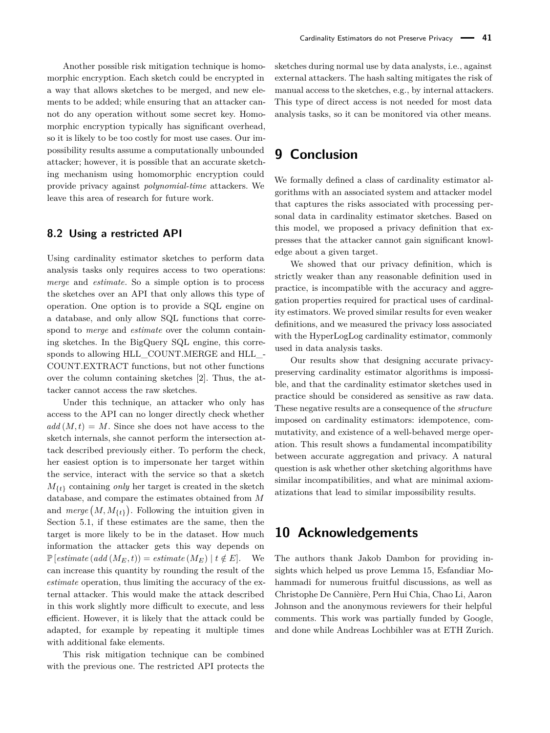Another possible risk mitigation technique is homomorphic encryption. Each sketch could be encrypted in a way that allows sketches to be merged, and new elements to be added; while ensuring that an attacker cannot do any operation without some secret key. Homomorphic encryption typically has significant overhead, so it is likely to be too costly for most use cases. Our impossibility results assume a computationally unbounded attacker; however, it is possible that an accurate sketching mechanism using homomorphic encryption could provide privacy against *polynomial-time* attackers. We leave this area of research for future work.

### 8.2 Using a restricted API

Using cardinality estimator sketches to perform data analysis tasks only requires access to two operations: *merge* and *estimate*. So a simple option is to process the sketches over an API that only allows this type of operation. One option is to provide a SQL engine on a database, and only allow SQL functions that correspond to *merge* and *estimate* over the column containing sketches. In the BigQuery SQL engine, this corresponds to allowing HLL_COUNT.MERGE and HLL_COUNT.EXTRACT functions, but not other functions over the column containing sketches [2]. Thus, the attacker cannot access the raw sketches.

Under this technique, an attacker who only has access to the API can no longer directly check whether $add(M, t) = M$. Since she does not have access to the sketch internals, she cannot perform the intersection attack described previously either. To perform the check, her easiest option is to impersonate her target within the service, interact with the service so that a sketch $M_{\{t\}}$ containing *only* her target is created in the sketch database, and compare the estimates obtained from $M$ and $merge\left(M, M_{\{t\}}\right)$. Following the intuition given in Section 5.1, if these estimates are the same, then the target is more likely to be in the dataset. How much information the attacker gets this way depends on $\mathbb{P}\left[estimate\left(add\left(M_E, t\right)\right) = estimate\left(M_E\right) \mid t \notin E\right]$. We can increase this quantity by rounding the result of the *estimate* operation, thus limiting the accuracy of the external attacker. This would make the attack described in this work slightly more difficult to execute, and less efficient. However, it is likely that the attack could be adapted, for example by repeating it multiple times with additional fake elements.

This risk mitigation technique can be combined with the previous one. The restricted API protects the sketches during normal use by data analysts, i.e., against external attackers. The hash salting mitigates the risk of manual access to the sketches, e.g., by internal attackers. This type of direct access is not needed for most data analysis tasks, so it can be monitored via other means.

## 9 Conclusion

We formally defined a class of cardinality estimator algorithms with an associated system and attacker model that captures the risks associated with processing personal data in cardinality estimator sketches. Based on this model, we proposed a privacy definition that expresses that the attacker cannot gain significant knowledge about a given target.

We showed that our privacy definition, which is strictly weaker than any reasonable definition used in practice, is incompatible with the accuracy and aggregation properties required for practical uses of cardinality estimators. We proved similar results for even weaker definitions, and we measured the privacy loss associated with the HyperLogLog cardinality estimator, commonly used in data analysis tasks.

Our results show that designing accurate privacy-preserving cardinality estimator algorithms is impossible, and that the cardinality estimator sketches used in practice should be considered as sensitive as raw data. These negative results are a consequence of the *structure* imposed on cardinality estimators: idempotence, commutativity, and existence of a well-behaved merge operation. This result shows a fundamental incompatibility between accurate aggregation and privacy. A natural question is ask whether other sketching algorithms have similar incompatibilities, and what are minimal axiomatizations that lead to similar impossibility results.

## 10 Acknowledgements

The authors thank Jakob Dambon for providing insights which helped us prove Lemma 15, Esfandiar Mohammadi for numerous fruitful discussions, as well as Christophe De Cannière, Pern Hui Chia, Chao Li, Aaron Johnson and the anonymous reviewers for their helpful comments. This work was partially funded by Google, and done while Andreas Lochbihler was at ETH Zurich.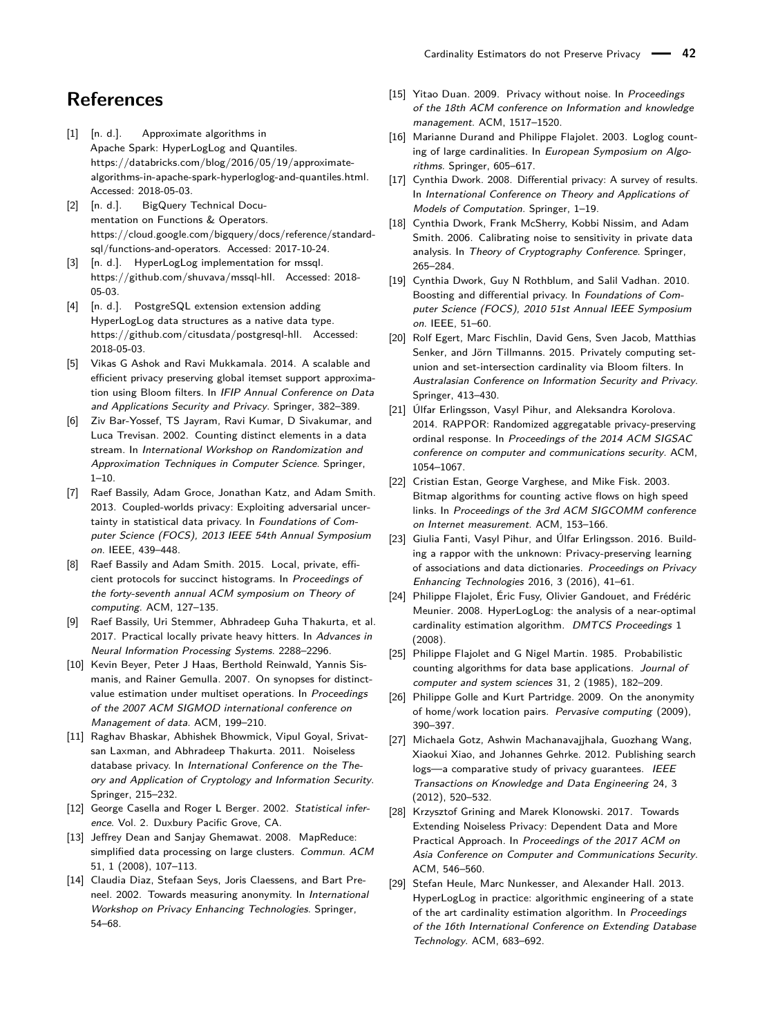## References

[1] [n. d.]. Approximate algorithms in Apache Spark: HyperLogLog and Quantiles. https://databricks.com/blog/2016/05/19/approximate-algorithms-in-apache-spark-hyperloglog-and-quantiles.html. Accessed: 2018-05-03.

[2] [n. d.]. BigQuery Technical Documentation on Functions & Operators. https://cloud.google.com/bigquery/docs/reference/standard-sql/functions-and-operators. Accessed: 2017-10-24.

[3] [n. d.]. HyperLogLog implementation for mssql. https://github.com/shuvava/mssql-hll. Accessed: 2018-05-03.

[4] [n. d.]. PostgreSQL extension extension adding HyperLogLog data structures as a native data type. https://github.com/citusdata/postgresql-hll. Accessed: 2018-05-03.

[5] Vikas G Ashok and Ravi Mukkamala. 2014. A scalable and efficient privacy preserving global itemset support approximation using Bloom filters. In *IFIP Annual Conference on Data and Applications Security and Privacy*. Springer, 382–389.

[6] Ziv Bar-Yossef, TS Jayram, Ravi Kumar, D Sivakumar, and Luca Trevisan. 2002. Counting distinct elements in a data stream. In *International Workshop on Randomization and Approximation Techniques in Computer Science*. Springer, 1–10.

[7] Raef Bassily, Adam Groce, Jonathan Katz, and Adam Smith. 2013. Coupled-worlds privacy: Exploiting adversarial uncertainty in statistical data privacy. In *Foundations of Computer Science (FOCS), 2013 IEEE 54th Annual Symposium on*. IEEE, 439–448.

[8] Raef Bassily and Adam Smith. 2015. Local, private, efficient protocols for succinct histograms. In *Proceedings of the forty-seventh annual ACM symposium on Theory of computing*. ACM, 127–135.

[9] Raef Bassily, Uri Stemmer, Abhradeep Guha Thakurta, et al. 2017. Practical locally private heavy hitters. In *Advances in Neural Information Processing Systems*. 2288–2296.

[10] Kevin Beyer, Peter J Haas, Berthold Reinwald, Yannis Sismanis, and Rainer Gemulla. 2007. On synopses for distinct-value estimation under multiset operations. In *Proceedings of the 2007 ACM SIGMOD international conference on Management of data*. ACM, 199–210.

[11] Raghav Bhaskar, Abhishek Bhowmick, Vipul Goyal, Srivatsan Laxman, and Abhradeep Thakurta. 2011. Noiseless database privacy. In *International Conference on the Theory and Application of Cryptology and Information Security*. Springer, 215–232.

[12] George Casella and Roger L Berger. 2002. *Statistical inference*. Vol. 2. Duxbury Pacific Grove, CA.

[13] Jeffrey Dean and Sanjay Ghemawat. 2008. MapReduce: simplified data processing on large clusters. *Commun. ACM* 51, 1 (2008), 107–113.

[14] Claudia Diaz, Stefaan Seys, Joris Claessens, and Bart Preneel. 2002. Towards measuring anonymity. In *International Workshop on Privacy Enhancing Technologies*. Springer, 54–68.

[15] Yitao Duan. 2009. Privacy without noise. In *Proceedings of the 18th ACM conference on Information and knowledge management*. ACM, 1517–1520.

[16] Marianne Durand and Philippe Flajolet. 2003. Loglog counting of large cardinalities. In *European Symposium on Algorithms*. Springer, 605–617.

[17] Cynthia Dwork. 2008. Differential privacy: A survey of results. In *International Conference on Theory and Applications of Models of Computation*. Springer, 1–19.

[18] Cynthia Dwork, Frank McSherry, Kobbi Nissim, and Adam Smith. 2006. Calibrating noise to sensitivity in private data analysis. In *Theory of Cryptography Conference*. Springer, 265–284.

[19] Cynthia Dwork, Guy N Rothblum, and Salil Vadhan. 2010. Boosting and differential privacy. In *Foundations of Computer Science (FOCS), 2010 51st Annual IEEE Symposium on*. IEEE, 51–60.

[20] Rolf Egert, Marc Fischlin, David Gens, Sven Jacob, Matthias Senker, and Jörn Tillmanns. 2015. Privately computing set-union and set-intersection cardinality via Bloom filters. In *Australasian Conference on Information Security and Privacy*. Springer, 413–430.

[21] Úlfar Erlingsson, Vasyl Pihur, and Aleksandra Korolova. 2014. RAPPOR: Randomized aggregatable privacy-preserving ordinal response. In *Proceedings of the 2014 ACM SIGSAC conference on computer and communications security*. ACM, 1054–1067.

[22] Cristian Estan, George Varghese, and Mike Fisk. 2003. Bitmap algorithms for counting active flows on high speed links. In *Proceedings of the 3rd ACM SIGCOMM conference on Internet measurement*. ACM, 153–166.

[23] Giulia Fanti, Vasyl Pihur, and Úlfar Erlingsson. 2016. Building a rappor with the unknown: Privacy-preserving learning of associations and data dictionaries. *Proceedings on Privacy Enhancing Technologies* 2016, 3 (2016), 41–61.

[24] Philippe Flajolet, Éric Fusy, Olivier Gandouet, and Frédéric Meunier. 2008. HyperLogLog: the analysis of a near-optimal cardinality estimation algorithm. *DMTCS Proceedings* 1 (2008).

[25] Philippe Flajolet and G Nigel Martin. 1985. Probabilistic counting algorithms for data base applications. *Journal of computer and system sciences* 31, 2 (1985), 182–209.

[26] Philippe Golle and Kurt Partridge. 2009. On the anonymity of home/work location pairs. *Pervasive computing* (2009), 390–397.

[27] Michaela Gotz, Ashwin Machanavajjhala, Guozhang Wang, Xiaokui Xiao, and Johannes Gehrke. 2012. Publishing search logs—a comparative study of privacy guarantees. *IEEE Transactions on Knowledge and Data Engineering* 24, 3 (2012), 520–532.

[28] Krzysztof Grining and Marek Klonowski. 2017. Towards Extending Noiseless Privacy: Dependent Data and More Practical Approach. In *Proceedings of the 2017 ACM on Asia Conference on Computer and Communications Security*. ACM, 546–560.

[29] Stefan Heule, Marc Nunkesser, and Alexander Hall. 2013. HyperLogLog in practice: algorithmic engineering of a state of the art cardinality estimation algorithm. In *Proceedings of the 16th International Conference on Extending Database Technology*. ACM, 683–692.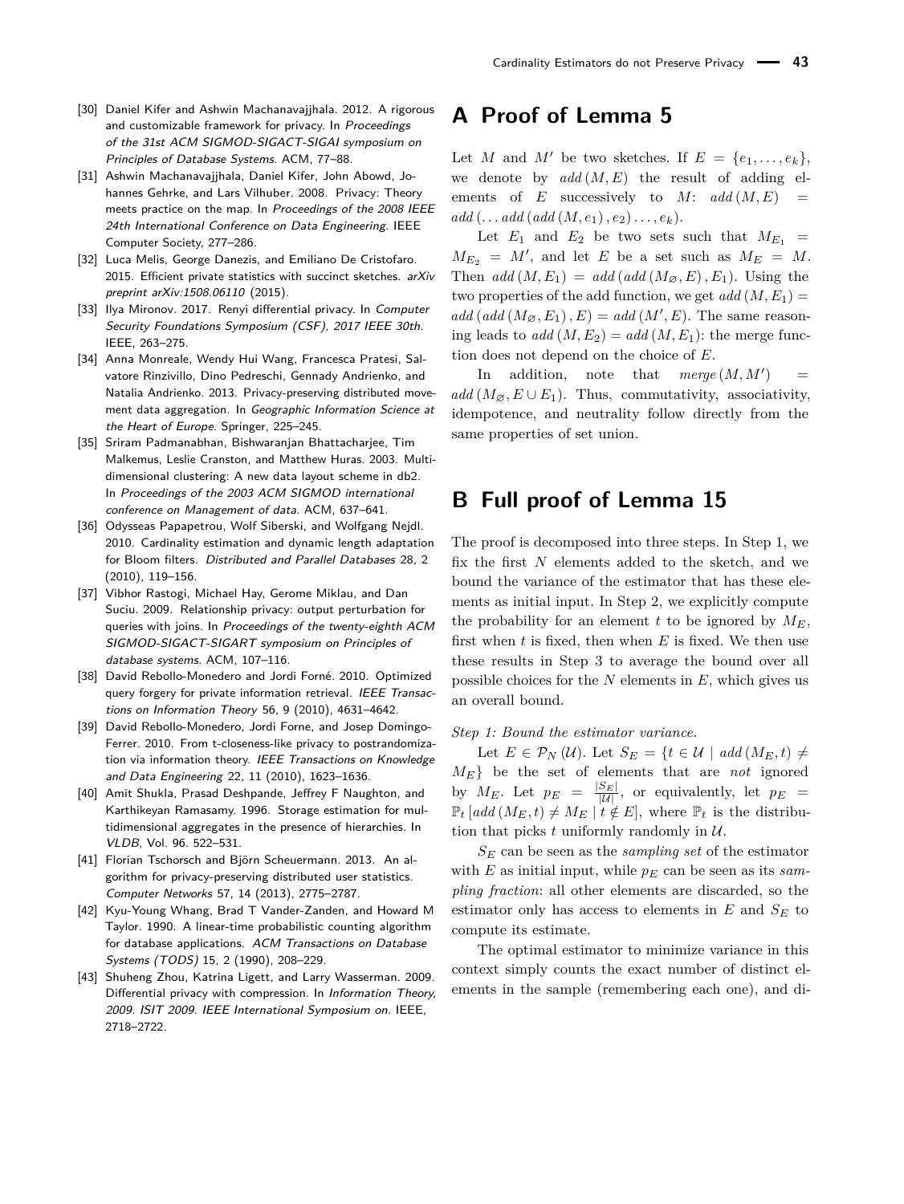[30] Daniel Kifer and Ashwin Machanavajjhala. 2012. A rigorous and customizable framework for privacy. In *Proceedings of the 31st ACM SIGMOD-SIGACT-SIGAI symposium on Principles of Database Systems*. ACM, 77–88.

[31] Ashwin Machanavajjhala, Daniel Kifer, John Abowd, Johannes Gehrke, and Lars Vilhuber. 2008. Privacy: Theory meets practice on the map. In *Proceedings of the 2008 IEEE 24th International Conference on Data Engineering*. IEEE Computer Society, 277–286.

[32] Luca Melis, George Danezis, and Emiliano De Cristofaro. 2015. Efficient private statistics with succinct sketches. *arXiv preprint arXiv:1508.06110* (2015).

[33] Ilya Mironov. 2017. Renyi differential privacy. In *Computer Security Foundations Symposium (CSF), 2017 IEEE 30th*. IEEE, 263–275.

[34] Anna Monreale, Wendy Hui Wang, Francesca Pratesi, Salvatore Rinzivillo, Dino Pedreschi, Gennady Andrienko, and Natalia Andrienko. 2013. Privacy-preserving distributed movement data aggregation. In *Geographic Information Science at the Heart of Europe*. Springer, 225–245.

[35] Sriram Padmanabhan, Bishwaranjan Bhattacharjee, Tim Malkemus, Leslie Cranston, and Matthew Huras. 2003. Multidimensional clustering: A new data layout scheme in db2. In *Proceedings of the 2003 ACM SIGMOD international conference on Management of data*. ACM, 637–641.

[36] Odysseas Papapetrou, Wolf Siberski, and Wolfgang Nejdl. 2010. Cardinality estimation and dynamic length adaptation for Bloom filters. *Distributed and Parallel Databases* 28, 2 (2010), 119–156.

[37] Vibhor Rastogi, Michael Hay, Gerome Miklau, and Dan Suciu. 2009. Relationship privacy: output perturbation for queries with joins. In *Proceedings of the twenty-eighth ACM SIGMOD-SIGACT-SIGART symposium on Principles of database systems*. ACM, 107–116.

[38] David Rebollo-Monedero and Jordi Forné. 2010. Optimized query forgery for private information retrieval. *IEEE Transactions on Information Theory* 56, 9 (2010), 4631–4642.

[39] David Rebollo-Monedero, Jordi Forne, and Josep Domingo-Ferrer. 2010. From t-closeness-like privacy to postrandomization via information theory. *IEEE Transactions on Knowledge and Data Engineering* 22, 11 (2010), 1623–1636.

[40] Amit Shukla, Prasad Deshpande, Jeffrey F Naughton, and Karthikeyan Ramasamy. 1996. Storage estimation for multidimensional aggregates in the presence of hierarchies. In *VLDB*, Vol. 96. 522–531.

[41] Florian Tschorsch and Björn Scheuermann. 2013. An algorithm for privacy-preserving distributed user statistics. *Computer Networks* 57, 14 (2013), 2775–2787.

[42] Kyu-Young Whang, Brad T Vander-Zanden, and Howard M Taylor. 1990. A linear-time probabilistic counting algorithm for database applications. *ACM Transactions on Database Systems (TODS)* 15, 2 (1990), 208–229.

[43] Shuheng Zhou, Katrina Ligett, and Larry Wasserman. 2009. Differential privacy with compression. In *Information Theory, 2009. ISIT 2009. IEEE International Symposium on*. IEEE, 2718–2722.

# A Proof of Lemma 5

Let $M$ and $M'$ be two sketches. If $E = \{e_1, \dots, e_k\}$, we denote by $add(M, E)$ the result of adding elements of $E$ successively to $M$: $add(M, E) = add(\dots add(add(M, e_1), e_2) \dots, e_k)$.

Let $E_1$ and $E_2$ be two sets such that $M_{E_1} = M_{E_2} = M'$, and let $E$ be a set such as $M_E = M$. Then $add(M, E_1) = add(add(M_\varnothing, E), E_1)$. Using the two properties of the add function, we get $add(M, E_1) = add(add(M_\varnothing, E_1), E) = add(M', E)$. The same reasoning leads to $add(M, E_2) = add(M, E_1)$: the merge function does not depend on the choice of $E$.

In addition, note that $merge(M, M') = add(M_\varnothing, E \cup E_1)$. Thus, commutativity, associativity, idempotence, and neutrality follow directly from the same properties of set union.

# B Full proof of Lemma 15

The proof is decomposed into three steps. In Step 1, we fix the first $N$ elements added to the sketch, and we bound the variance of the estimator that has these elements as initial input. In Step 2, we explicitly compute the probability for an element $t$ to be ignored by $M_E$, first when $t$ is fixed, then when $E$ is fixed. We then use these results in Step 3 to average the bound over all possible choices for the $N$ elements in $E$, which gives us an overall bound.

*Step 1: Bound the estimator variance.*

Let $E \in \mathcal{P}_N(\mathcal{U})$. Let $S_E = \{t \in \mathcal{U} \mid add(M_E, t) \neq M_E\}$ be the set of elements that are *not* ignored by $M_E$. Let $p_E = \frac{|S_E|}{|\mathcal{U}|}$, or equivalently, let $p_E = \mathbb{P}_t[add(M_E, t) \neq M_E \mid t \notin E]$, where $\mathbb{P}_t$ is the distribution that picks $t$ uniformly randomly in $\mathcal{U}$.

$S_E$ can be seen as the *sampling set* of the estimator with $E$ as initial input, while $p_E$ can be seen as its *sampling fraction*: all other elements are discarded, so the estimator only has access to elements in $E$ and $S_E$ to compute its estimate.

The optimal estimator to minimize variance in this context simply counts the exact number of distinct elements in the sample (remembering each one), and di-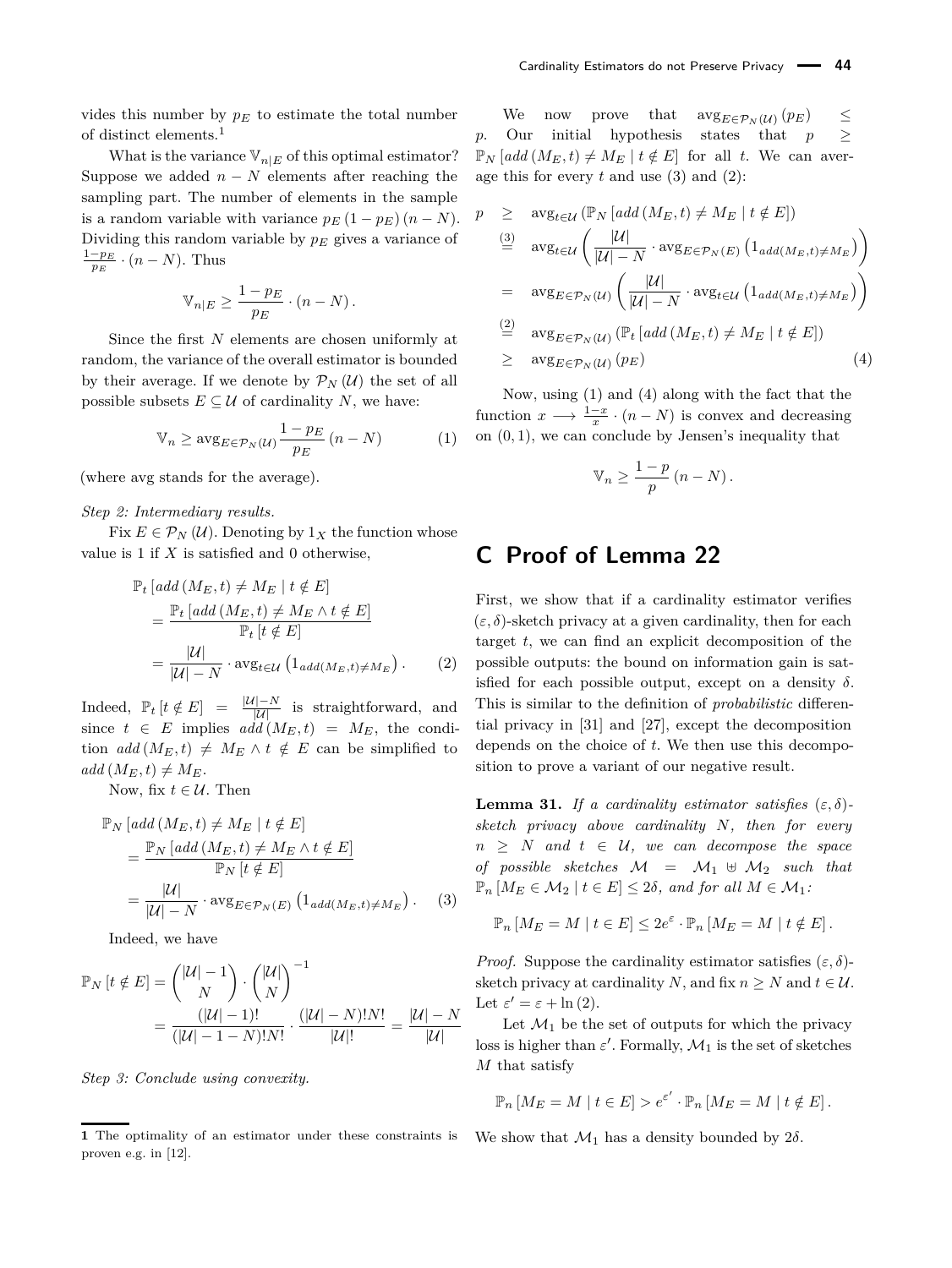vides this number by $p_E$ to estimate the total number of distinct elements.[1]

What is the variance $\mathbb{V}_{n|E}$ of this optimal estimator? Suppose we added $n-N$ elements after reaching the sampling part. The number of elements in the sample is a random variable with variance $p_E(1-p_E)(n-N)$. Dividing this random variable by $p_E$ gives a variance of $\frac{1-p_E}{p_E}\cdot(n-N)$. Thus

$$\mathbb{V}_{n|E} \geq \frac{1-p_E}{p_E}\cdot(n-N).$$

Since the first $N$ elements are chosen uniformly at random, the variance of the overall estimator is bounded by their average. If we denote by $\mathcal{P}_N(\mathcal{U})$ the set of all possible subsets $E \subseteq \mathcal{U}$ of cardinality $N$, we have:

$$\mathbb{V}_n \geq \text{avg}_{E\in\mathcal{P}_N(\mathcal{U})}\frac{1-p_E}{p_E}(n-N) \tag{1}$$

(where avg stands for the average).

*Step 2: Intermediary results.*

Fix $E \in \mathcal{P}_N(\mathcal{U})$. Denoting by $1_X$ the function whose value is 1 if $X$ is satisfied and 0 otherwise,

$$\begin{aligned}
&\mathbb{P}_t\left[add\left(M_E,t\right)\neq M_E \mid t\notin E\right]\\
&\quad=\frac{\mathbb{P}_t\left[add\left(M_E,t\right)\neq M_E \wedge t\notin E\right]}{\mathbb{P}_t\left[t\notin E\right]}\\
&\quad=\frac{|\mathcal{U}|}{|\mathcal{U}|-N}\cdot\text{avg}_{t\in\mathcal{U}}\left(1_{add(M_E,t)\neq M_E}\right).
\end{aligned}\tag{2}$$

Indeed, $\mathbb{P}_t\left[t\notin E\right]=\frac{|\mathcal{U}|-N}{|\mathcal{U}|}$ is straightforward, and since $t\in E$ implies $add\left(M_E,t\right)=M_E$, the condition $add\left(M_E,t\right)\neq M_E \wedge t\notin E$ can be simplified to $add\left(M_E,t\right)\neq M_E$.

Now, fix $t\in\mathcal{U}$. Then

$$\begin{aligned}
&\mathbb{P}_N\left[add\left(M_E,t\right)\neq M_E \mid t\notin E\right]\\
&\quad=\frac{\mathbb{P}_N\left[add\left(M_E,t\right)\neq M_E \wedge t\notin E\right]}{\mathbb{P}_N\left[t\notin E\right]}\\
&\quad=\frac{|\mathcal{U}|}{|\mathcal{U}|-N}\cdot\text{avg}_{E\in\mathcal{P}_N(E)}\left(1_{add(M_E,t)\neq M_E}\right).
\end{aligned}\tag{3}$$

Indeed, we have

$$\begin{aligned}
\mathbb{P}_N\left[t\notin E\right]&=\binom{|\mathcal{U}|-1}{N}\cdot\binom{|\mathcal{U}|}{N}^{-1}\\
&=\frac{(|\mathcal{U}|-1)!}{(|\mathcal{U}|-1-N)!N!}\cdot\frac{(|\mathcal{U}|-N)!N!}{|\mathcal{U}|!}=\frac{|\mathcal{U}|-N}{|\mathcal{U}|}
\end{aligned}$$

*Step 3: Conclude using convexity.*

We now prove that $\text{avg}_{E\in\mathcal{P}_N(\mathcal{U})}(p_E)\leq p$. Our initial hypothesis states that $p\geq\mathbb{P}_N\left[add\left(M_E,t\right)\neq M_E\mid t\notin E\right]$ for all $t$. We can average this for every $t$ and use (3) and (2):

$$\begin{aligned}
p &\geq \text{avg}_{t\in\mathcal{U}}\left(\mathbb{P}_N\left[add\left(M_E,t\right)\neq M_E\mid t\notin E\right]\right)\\
&\overset{(3)}{=} \text{avg}_{t\in\mathcal{U}}\left(\frac{|\mathcal{U}|}{|\mathcal{U}|-N}\cdot\text{avg}_{E\in\mathcal{P}_N(E)}\left(1_{add(M_E,t)\neq M_E}\right)\right)\\
&= \text{avg}_{E\in\mathcal{P}_N(\mathcal{U})}\left(\frac{|\mathcal{U}|}{|\mathcal{U}|-N}\cdot\text{avg}_{t\in\mathcal{U}}\left(1_{add(M_E,t)\neq M_E}\right)\right)\\
&\overset{(2)}{=} \text{avg}_{E\in\mathcal{P}_N(\mathcal{U})}\left(\mathbb{P}_t\left[add\left(M_E,t\right)\neq M_E\mid t\notin E\right]\right)\\
&\geq \text{avg}_{E\in\mathcal{P}_N(\mathcal{U})}\left(p_E\right)
\end{aligned}\tag{4}$$

Now, using (1) and (4) along with the fact that the function $x\longrightarrow\frac{1-x}{x}\cdot(n-N)$ is convex and decreasing on $(0,1)$, we can conclude by Jensen's inequality that

$$\mathbb{V}_n\geq\frac{1-p}{p}(n-N).$$

## C Proof of Lemma 22

First, we show that if a cardinality estimator verifies $(\varepsilon,\delta)$-sketch privacy at a given cardinality, then for each target $t$, we can find an explicit decomposition of the possible outputs: the bound on information gain is satisfied for each possible output, except on a density $\delta$. This is similar to the definition of *probabilistic* differential privacy in [31] and [27], except the decomposition depends on the choice of $t$. We then use this decomposition to prove a variant of our negative result.

**Lemma 31.** *If a cardinality estimator satisfies $(\varepsilon,\delta)$-sketch privacy above cardinality $N$, then for every $n\geq N$ and $t\in\mathcal{U}$, we can decompose the space of possible sketches $\mathcal{M}=\mathcal{M}_1\uplus\mathcal{M}_2$ such that $\mathbb{P}_n\left[M_E\in\mathcal{M}_2\mid t\in E\right]\leq 2\delta$, and for all $M\in\mathcal{M}_1$:*

$$\mathbb{P}_n\left[M_E=M\mid t\in E\right]\leq 2e^{\varepsilon}\cdot\mathbb{P}_n\left[M_E=M\mid t\notin E\right].$$

*Proof.* Suppose the cardinality estimator satisfies $(\varepsilon,\delta)$-sketch privacy at cardinality $N$, and fix $n\geq N$ and $t\in\mathcal{U}$. Let $\varepsilon'=\varepsilon+\ln(2)$.

Let $\mathcal{M}_1$ be the set of outputs for which the privacy loss is higher than $\varepsilon'$. Formally, $\mathcal{M}_1$ is the set of sketches $M$ that satisfy

$$\mathbb{P}_n\left[M_E=M\mid t\in E\right]>e^{\varepsilon'}\cdot\mathbb{P}_n\left[M_E=M\mid t\notin E\right].$$

We show that $\mathcal{M}_1$ has a density bounded by $2\delta$.

[1] The optimality of an estimator under these constraints is proven e.g. in [12].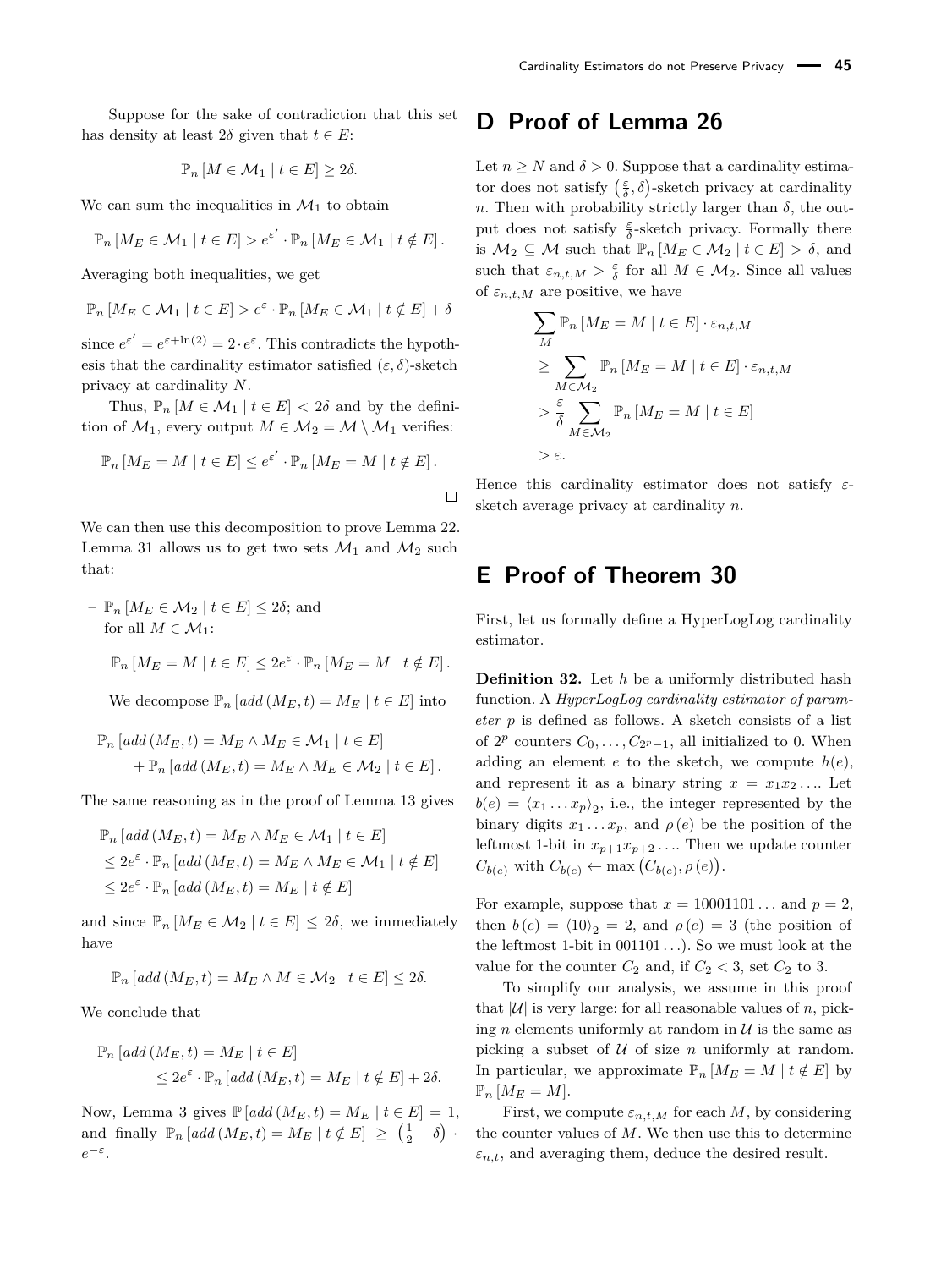Suppose for the sake of contradiction that this set has density at least $2\delta$ given that $t \in E$:

$$\mathbb{P}_n \left[ M \in \mathcal{M}_1 \mid t \in E \right] \geq 2\delta.$$

We can sum the inequalities in $\mathcal{M}_1$ to obtain

$$\mathbb{P}_n \left[ M_E \in \mathcal{M}_1 \mid t \in E \right] > e^{\varepsilon'} \cdot \mathbb{P}_n \left[ M_E \in \mathcal{M}_1 \mid t \notin E \right].$$

Averaging both inequalities, we get

$$\mathbb{P}_n \left[ M_E \in \mathcal{M}_1 \mid t \in E \right] > e^{\varepsilon} \cdot \mathbb{P}_n \left[ M_E \in \mathcal{M}_1 \mid t \notin E \right] + \delta$$

since $e^{\varepsilon'} = e^{\varepsilon + \ln(2)} = 2 \cdot e^{\varepsilon}$. This contradicts the hypothesis that the cardinality estimator satisfied $(\varepsilon, \delta)$-sketch privacy at cardinality $N$.

Thus, $\mathbb{P}_n \left[ M \in \mathcal{M}_1 \mid t \in E \right] < 2\delta$ and by the definition of $\mathcal{M}_1$, every output $M \in \mathcal{M}_2 = \mathcal{M} \setminus \mathcal{M}_1$ verifies:

$$\mathbb{P}_n \left[ M_E = M \mid t \in E \right] \leq e^{\varepsilon'} \cdot \mathbb{P}_n \left[ M_E = M \mid t \notin E \right].$$

□

We can then use this decomposition to prove Lemma 22. Lemma 31 allows us to get two sets $\mathcal{M}_1$ and $\mathcal{M}_2$ such that:

- $\mathbb{P}_n \left[ M_E \in \mathcal{M}_2 \mid t \in E \right] \leq 2\delta$; and
- for all $M \in \mathcal{M}_1$:

$$\mathbb{P}_n \left[ M_E = M \mid t \in E \right] \leq 2e^{\varepsilon} \cdot \mathbb{P}_n \left[ M_E = M \mid t \notin E \right].$$

We decompose $\mathbb{P}_n \left[ add\left(M_E, t\right) = M_E \mid t \in E \right]$ into

$$\begin{aligned} &\mathbb{P}_n \left[ add\left(M_E, t\right) = M_E \wedge M_E \in \mathcal{M}_1 \mid t \in E \right] \\ &\quad + \mathbb{P}_n \left[ add\left(M_E, t\right) = M_E \wedge M_E \in \mathcal{M}_2 \mid t \in E \right]. \end{aligned}$$

The same reasoning as in the proof of Lemma 13 gives

$$\begin{aligned} &\mathbb{P}_n \left[ add\left(M_E, t\right) = M_E \wedge M_E \in \mathcal{M}_1 \mid t \in E \right] \\ &\leq 2e^{\varepsilon} \cdot \mathbb{P}_n \left[ add\left(M_E, t\right) = M_E \wedge M_E \in \mathcal{M}_1 \mid t \notin E \right] \\ &\leq 2e^{\varepsilon} \cdot \mathbb{P}_n \left[ add\left(M_E, t\right) = M_E \mid t \notin E \right] \end{aligned}$$

and since $\mathbb{P}_n \left[ M_E \in \mathcal{M}_2 \mid t \in E \right] \leq 2\delta$, we immediately have

$$\mathbb{P}_n \left[ add\left(M_E, t\right) = M_E \wedge M \in \mathcal{M}_2 \mid t \in E \right] \leq 2\delta.$$

We conclude that

$$\begin{aligned} &\mathbb{P}_n \left[ add\left(M_E, t\right) = M_E \mid t \in E \right] \\ &\qquad \leq 2e^{\varepsilon} \cdot \mathbb{P}_n \left[ add\left(M_E, t\right) = M_E \mid t \notin E \right] + 2\delta. \end{aligned}$$

Now, Lemma 3 gives $\mathbb{P} \left[ add\left(M_E, t\right) = M_E \mid t \in E \right] = 1$, and finally $\mathbb{P}_n \left[ add\left(M_E, t\right) = M_E \mid t \notin E \right] \geq \left(\frac{1}{2} - \delta\right) \cdot e^{-\varepsilon}$.

# D Proof of Lemma 26

Let $n \geq N$ and $\delta > 0$. Suppose that a cardinality estimator does not satisfy $\left(\frac{\varepsilon}{\delta}, \delta\right)$-sketch privacy at cardinality $n$. Then with probability strictly larger than $\delta$, the output does not satisfy $\frac{\varepsilon}{\delta}$-sketch privacy. Formally there is $\mathcal{M}_2 \subseteq \mathcal{M}$ such that $\mathbb{P}_n \left[ M_E \in \mathcal{M}_2 \mid t \in E \right] > \delta$, and such that $\varepsilon_{n,t,M} > \frac{\varepsilon}{\delta}$ for all $M \in \mathcal{M}_2$. Since all values of $\varepsilon_{n,t,M}$ are positive, we have

$$\begin{aligned} &\sum_{M} \mathbb{P}_n \left[ M_E = M \mid t \in E \right] \cdot \varepsilon_{n,t,M} \\ &\geq \sum_{M \in \mathcal{M}_2} \mathbb{P}_n \left[ M_E = M \mid t \in E \right] \cdot \varepsilon_{n,t,M} \\ &> \frac{\varepsilon}{\delta} \sum_{M \in \mathcal{M}_2} \mathbb{P}_n \left[ M_E = M \mid t \in E \right] \\ &> \varepsilon. \end{aligned}$$

Hence this cardinality estimator does not satisfy $\varepsilon$-sketch average privacy at cardinality $n$.

# E Proof of Theorem 30

First, let us formally define a HyperLogLog cardinality estimator.

**Definition 32.** Let $h$ be a uniformly distributed hash function. A *HyperLogLog cardinality estimator of parameter* $p$ is defined as follows. A sketch consists of a list of $2^p$ counters $C_0, \ldots, C_{2^p-1}$, all initialized to 0. When adding an element $e$ to the sketch, we compute $h(e)$, and represent it as a binary string $x = x_1 x_2 \ldots$. Let $b(e) = \langle x_1 \ldots x_p \rangle_2$, i.e., the integer represented by the binary digits $x_1 \ldots x_p$, and $\rho(e)$ be the position of the leftmost 1-bit in $x_{p+1} x_{p+2} \ldots$. Then we update counter $C_{b(e)}$ with $C_{b(e)} \leftarrow \max\left(C_{b(e)}, \rho(e)\right)$.

For example, suppose that $x = 10001101\ldots$ and $p = 2$, then $b(e) = \langle 10 \rangle_2 = 2$, and $\rho(e) = 3$ (the position of the leftmost 1-bit in $001101\ldots$). So we must look at the value for the counter $C_2$ and, if $C_2 < 3$, set $C_2$ to 3.

To simplify our analysis, we assume in this proof that $|\mathcal{U}|$ is very large: for all reasonable values of $n$, picking $n$ elements uniformly at random in $\mathcal{U}$ is the same as picking a subset of $\mathcal{U}$ of size $n$ uniformly at random. In particular, we approximate $\mathbb{P}_n \left[ M_E = M \mid t \notin E \right]$ by $\mathbb{P}_n \left[ M_E = M \right]$.

First, we compute $\varepsilon_{n,t,M}$ for each $M$, by considering the counter values of $M$. We then use this to determine $\varepsilon_{n,t}$, and averaging them, deduce the desired result.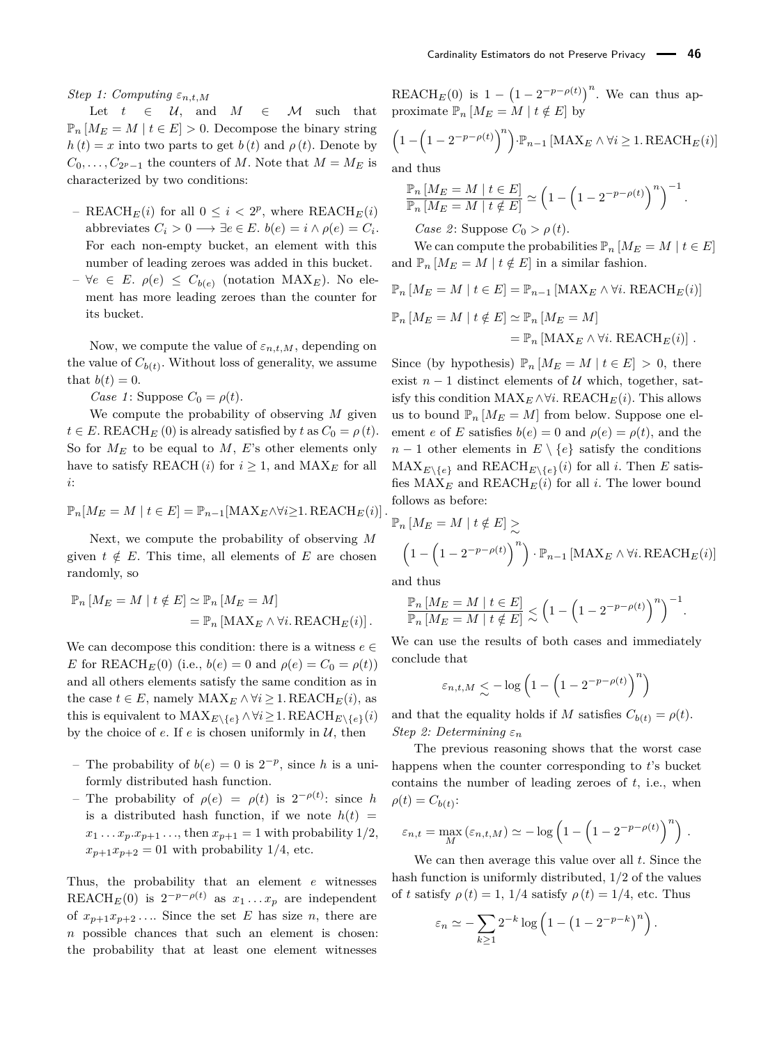*Step 1: Computing $\varepsilon_{n,t,M}$*

Let $t \in \mathcal{U}$, and $M \in \mathcal{M}$ such that $\mathbb{P}_n[M_E = M \mid t \in E] > 0$. Decompose the binary string $h(t) = x$ into two parts to get $b(t)$ and $\rho(t)$. Denote by $C_0, \ldots, C_{2^p-1}$ the counters of $M$. Note that $M = M_E$ is characterized by two conditions:

- $\text{REACH}_E(i)$ for all $0 \leq i < 2^p$, where $\text{REACH}_E(i)$ abbreviates $C_i > 0 \longrightarrow \exists e \in E.\ b(e) = i \wedge \rho(e) = C_i$. For each non-empty bucket, an element with this number of leading zeroes was added in this bucket.
- $\forall e \in E.\ \rho(e) \leq C_{b(e)}$ (notation $\text{MAX}_E$). No element has more leading zeroes than the counter for its bucket.

Now, we compute the value of $\varepsilon_{n,t,M}$, depending on the value of $C_{b(t)}$. Without loss of generality, we assume that $b(t) = 0$.

*Case 1*: Suppose $C_0 = \rho(t)$.

We compute the probability of observing $M$ given $t \in E$. $\text{REACH}_E(0)$ is already satisfied by $t$ as $C_0 = \rho(t)$. So for $M_E$ to be equal to $M$, $E$'s other elements only have to satisfy $\text{REACH}(i)$ for $i \geq 1$, and $\text{MAX}_E$ for all $i$:

$$\mathbb{P}_n[M_E = M \mid t \in E] = \mathbb{P}_{n-1}[\text{MAX}_E \wedge \forall i \geq 1.\ \text{REACH}_E(i)].$$

Next, we compute the probability of observing $M$ given $t \notin E$. This time, all elements of $E$ are chosen randomly, so

$$\begin{aligned}\mathbb{P}_n[M_E = M \mid t \notin E] &\simeq \mathbb{P}_n[M_E = M] \\ &= \mathbb{P}_n[\text{MAX}_E \wedge \forall i.\ \text{REACH}_E(i)].\end{aligned}$$

We can decompose this condition: there is a witness $e \in E$ for $\text{REACH}_E(0)$ (i.e., $b(e) = 0$ and $\rho(e) = C_0 = \rho(t)$) and all others elements satisfy the same condition as in the case $t \in E$, namely $\text{MAX}_E \wedge \forall i \geq 1.\ \text{REACH}_E(i)$, as this is equivalent to $\text{MAX}_{E\setminus\{e\}} \wedge \forall i \geq 1.\ \text{REACH}_{E\setminus\{e\}}(i)$ by the choice of $e$. If $e$ is chosen uniformly in $\mathcal{U}$, then

- The probability of $b(e) = 0$ is $2^{-p}$, since $h$ is a uniformly distributed hash function.
- The probability of $\rho(e) = \rho(t)$ is $2^{-\rho(t)}$: since $h$ is a distributed hash function, if we note $h(t) = x_1 \ldots x_p.x_{p+1} \ldots$, then $x_{p+1} = 1$ with probability $1/2$, $x_{p+1}x_{p+2} = 01$ with probability $1/4$, etc.

Thus, the probability that an element $e$ witnesses $\text{REACH}_E(0)$ is $2^{-p-\rho(t)}$ as $x_1 \ldots x_p$ are independent of $x_{p+1}x_{p+2} \ldots$. Since the set $E$ has size $n$, there are $n$ possible chances that such an element is chosen: the probability that at least one element witnesses $\text{REACH}_E(0)$ is $1 - \left(1 - 2^{-p-\rho(t)}\right)^n$. We can thus approximate $\mathbb{P}_n[M_E = M \mid t \notin E]$ by

$$\left(1 - \left(1 - 2^{-p-\rho(t)}\right)^n\right) \cdot \mathbb{P}_{n-1}[\text{MAX}_E \wedge \forall i \geq 1.\ \text{REACH}_E(i)]$$

and thus

$$\frac{\mathbb{P}_n[M_E = M \mid t \in E]}{\mathbb{P}_n[M_E = M \mid t \notin E]} \simeq \left(1 - \left(1 - 2^{-p-\rho(t)}\right)^n\right)^{-1}.$$

*Case 2*: Suppose $C_0 > \rho(t)$.

We can compute the probabilities $\mathbb{P}_n[M_E = M \mid t \in E]$ and $\mathbb{P}_n[M_E = M \mid t \notin E]$ in a similar fashion.

$$\mathbb{P}_n[M_E = M \mid t \in E] = \mathbb{P}_{n-1}[\text{MAX}_E \wedge \forall i.\ \text{REACH}_E(i)]$$

$$\begin{aligned}\mathbb{P}_n[M_E = M \mid t \notin E] &\simeq \mathbb{P}_n[M_E = M] \\ &= \mathbb{P}_n[\text{MAX}_E \wedge \forall i.\ \text{REACH}_E(i)].\end{aligned}$$

Since (by hypothesis) $\mathbb{P}_n[M_E = M \mid t \in E] > 0$, there exist $n-1$ distinct elements of $\mathcal{U}$ which, together, satisfy this condition $\text{MAX}_E \wedge \forall i.\ \text{REACH}_E(i)$. This allows us to bound $\mathbb{P}_n[M_E = M]$ from below. Suppose one element $e$ of $E$ satisfies $b(e) = 0$ and $\rho(e) = \rho(t)$, and the $n-1$ other elements in $E \setminus \{e\}$ satisfy the conditions $\text{MAX}_{E\setminus\{e\}}$ and $\text{REACH}_{E\setminus\{e\}}(i)$ for all $i$. Then $E$ satisfies $\text{MAX}_E$ and $\text{REACH}_E(i)$ for all $i$. The lower bound follows as before:

$$\begin{aligned}&\mathbb{P}_n[M_E = M \mid t \notin E] \gtrsim \\ &\quad \left(1 - \left(1 - 2^{-p-\rho(t)}\right)^n\right) \cdot \mathbb{P}_{n-1}[\text{MAX}_E \wedge \forall i.\ \text{REACH}_E(i)]\end{aligned}$$

and thus

$$\frac{\mathbb{P}_n[M_E = M \mid t \in E]}{\mathbb{P}_n[M_E = M \mid t \notin E]} \lesssim \left(1 - \left(1 - 2^{-p-\rho(t)}\right)^n\right)^{-1}.$$

We can use the results of both cases and immediately conclude that

$$\varepsilon_{n,t,M} \lesssim -\log\left(1 - \left(1 - 2^{-p-\rho(t)}\right)^n\right)$$

and that the equality holds if $M$ satisfies $C_{b(t)} = \rho(t)$.

*Step 2: Determining $\varepsilon_n$*

The previous reasoning shows that the worst case happens when the counter corresponding to $t$'s bucket contains the number of leading zeroes of $t$, i.e., when $\rho(t) = C_{b(t)}$:

$$\varepsilon_{n,t} = \max_M(\varepsilon_{n,t,M}) \simeq -\log\left(1 - \left(1 - 2^{-p-\rho(t)}\right)^n\right).$$

We can then average this value over all $t$. Since the hash function is uniformly distributed, $1/2$ of the values of $t$ satisfy $\rho(t) = 1$, $1/4$ satisfy $\rho(t) = 1/4$, etc. Thus

$$\varepsilon_n \simeq -\sum_{k \geq 1} 2^{-k} \log\left(1 - \left(1 - 2^{-p-k}\right)^n\right).$$